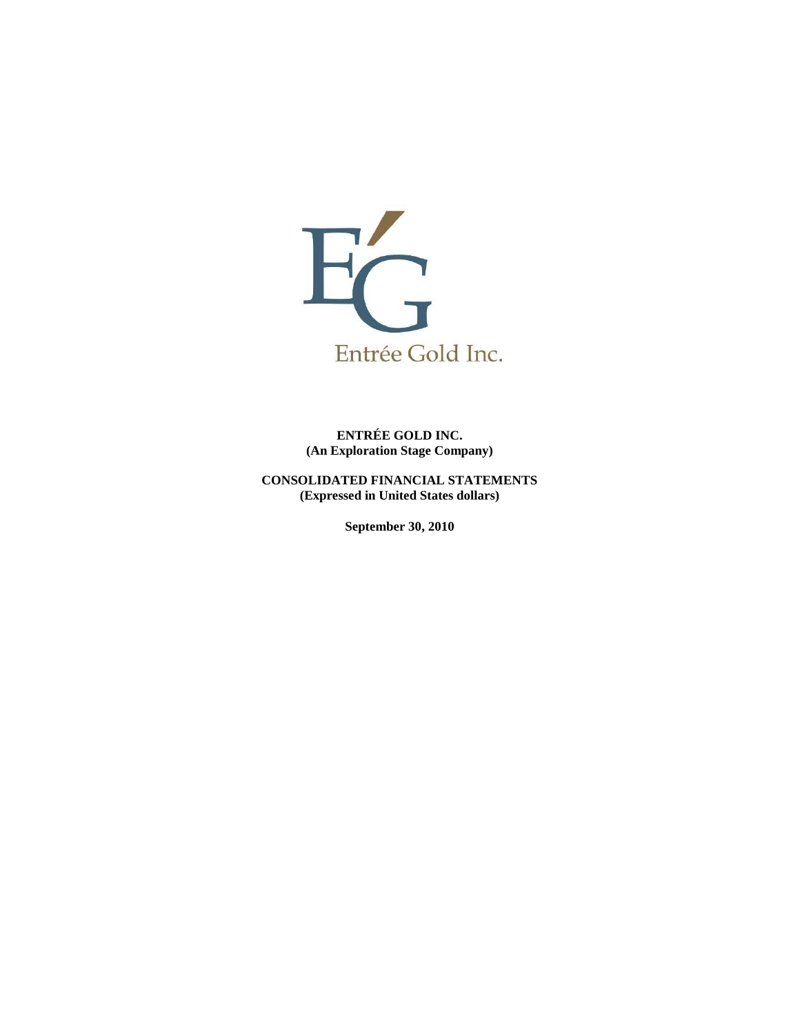Entrée Gold Inc.

**ENTRÉE GOLD INC.**
**(An Exploration Stage Company)**

**CONSOLIDATED FINANCIAL STATEMENTS**
**(Expressed in United States dollars)**

**September 30, 2010**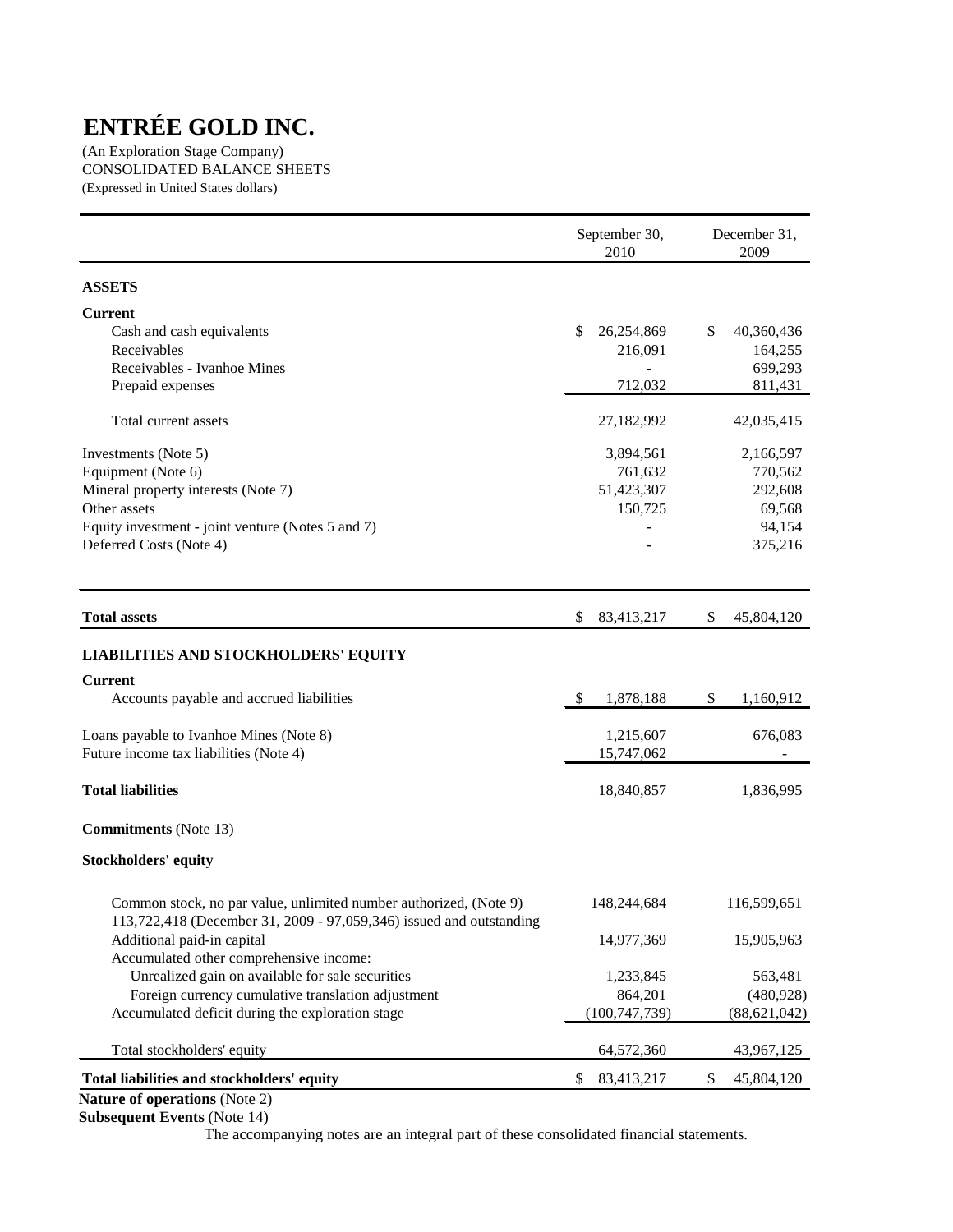# ENTRÉE GOLD INC.

(An Exploration Stage Company)
CONSOLIDATED BALANCE SHEETS
(Expressed in United States dollars)

| | September 30, 2010 | December 31, 2009 |
|---|---|---|
| **ASSETS** | | |
| **Current** | | |
| Cash and cash equivalents | $ 26,254,869 | $ 40,360,436 |
| Receivables | 216,091 | 164,255 |
| Receivables - Ivanhoe Mines | - | 699,293 |
| Prepaid expenses | 712,032 | 811,431 |
| Total current assets | 27,182,992 | 42,035,415 |
| Investments (Note 5) | 3,894,561 | 2,166,597 |
| Equipment (Note 6) | 761,632 | 770,562 |
| Mineral property interests (Note 7) | 51,423,307 | 292,608 |
| Other assets | 150,725 | 69,568 |
| Equity investment - joint venture (Notes 5 and 7) | - | 94,154 |
| Deferred Costs (Note 4) | - | 375,216 |
| **Total assets** | $ 83,413,217 | $ 45,804,120 |
| **LIABILITIES AND STOCKHOLDERS' EQUITY** | | |
| **Current** | | |
| Accounts payable and accrued liabilities | $ 1,878,188 | $ 1,160,912 |
| Loans payable to Ivanhoe Mines (Note 8) | 1,215,607 | 676,083 |
| Future income tax liabilities (Note 4) | 15,747,062 | - |
| **Total liabilities** | 18,840,857 | 1,836,995 |
| **Commitments** (Note 13) | | |
| **Stockholders' equity** | | |
| Common stock, no par value, unlimited number authorized, (Note 9) 113,722,418 (December 31, 2009 - 97,059,346) issued and outstanding | 148,244,684 | 116,599,651 |
| Additional paid-in capital | 14,977,369 | 15,905,963 |
| Accumulated other comprehensive income: | | |
| Unrealized gain on available for sale securities | 1,233,845 | 563,481 |
| Foreign currency cumulative translation adjustment | 864,201 | (480,928) |
| Accumulated deficit during the exploration stage | (100,747,739) | (88,621,042) |
| Total stockholders' equity | 64,572,360 | 43,967,125 |
| **Total liabilities and stockholders' equity** | $ 83,413,217 | $ 45,804,120 |

**Nature of operations** (Note 2)
**Subsequent Events** (Note 14)

The accompanying notes are an integral part of these consolidated financial statements.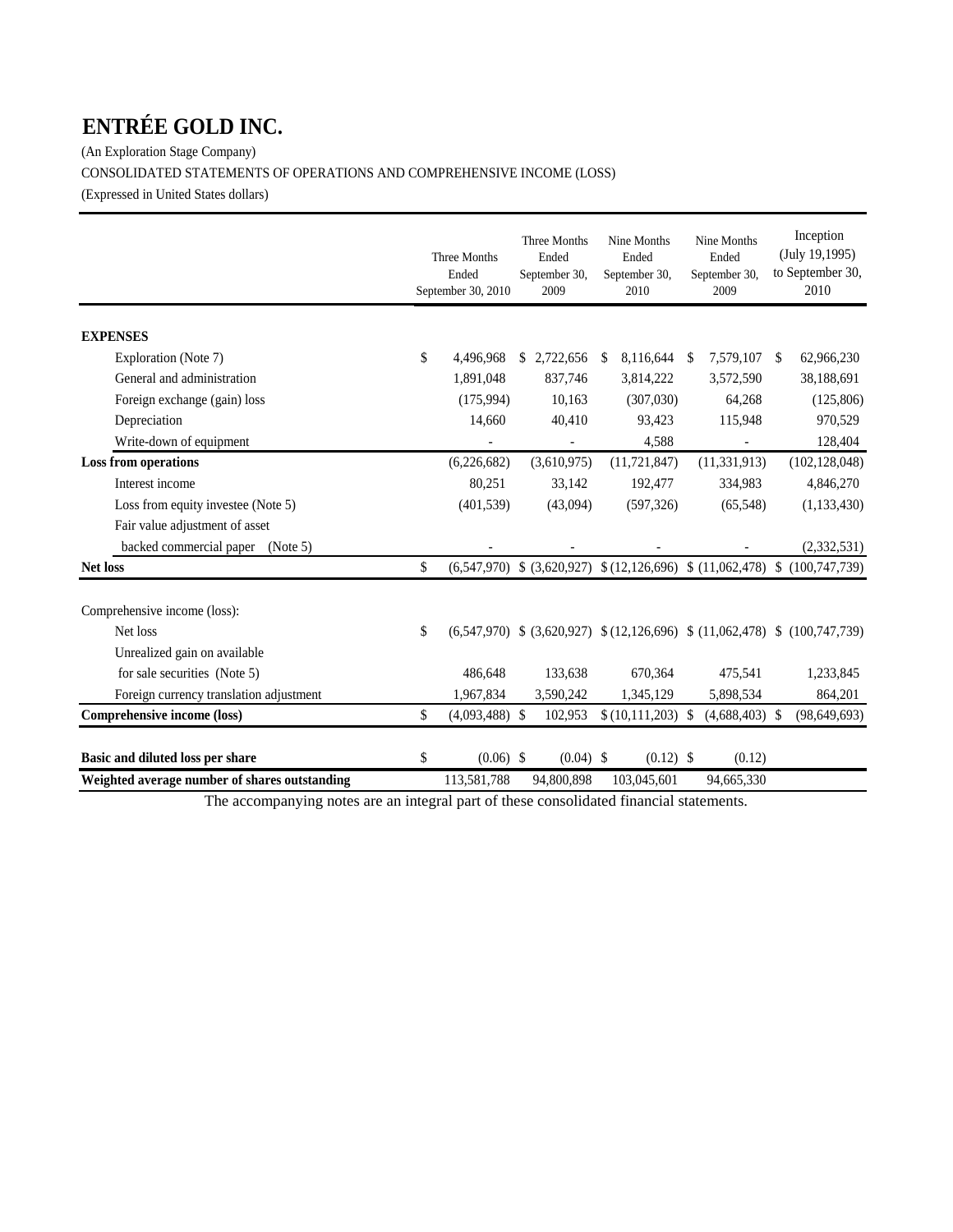# ENTRÉE GOLD INC.

(An Exploration Stage Company)

CONSOLIDATED STATEMENTS OF OPERATIONS AND COMPREHENSIVE INCOME (LOSS)

(Expressed in United States dollars)

| | Three Months Ended September 30, 2010 | Three Months Ended September 30, 2009 | Nine Months Ended September 30, 2010 | Nine Months Ended September 30, 2009 | Inception (July 19,1995) to September 30, 2010 |
|---|---|---|---|---|---|
| **EXPENSES** | | | | | |
| Exploration (Note 7) | $ 4,496,968 | $ 2,722,656 | $ 8,116,644 | $ 7,579,107 | $ 62,966,230 |
| General and administration | 1,891,048 | 837,746 | 3,814,222 | 3,572,590 | 38,188,691 |
| Foreign exchange (gain) loss | (175,994) | 10,163 | (307,030) | 64,268 | (125,806) |
| Depreciation | 14,660 | 40,410 | 93,423 | 115,948 | 970,529 |
| Write-down of equipment | - | - | 4,588 | - | 128,404 |
| **Loss from operations** | (6,226,682) | (3,610,975) | (11,721,847) | (11,331,913) | (102,128,048) |
| Interest income | 80,251 | 33,142 | 192,477 | 334,983 | 4,846,270 |
| Loss from equity investee (Note 5) | (401,539) | (43,094) | (597,326) | (65,548) | (1,133,430) |
| Fair value adjustment of asset backed commercial paper (Note 5) | - | - | - | - | (2,332,531) |
| **Net loss** | $ (6,547,970) | $ (3,620,927) | $ (12,126,696) | $ (11,062,478) | $ (100,747,739) |
| | | | | | |
| Comprehensive income (loss): | | | | | |
| Net loss | $ (6,547,970) | $ (3,620,927) | $ (12,126,696) | $ (11,062,478) | $ (100,747,739) |
| Unrealized gain on available for sale securities (Note 5) | 486,648 | 133,638 | 670,364 | 475,541 | 1,233,845 |
| Foreign currency translation adjustment | 1,967,834 | 3,590,242 | 1,345,129 | 5,898,534 | 864,201 |
| **Comprehensive income (loss)** | $ (4,093,488) | $ 102,953 | $ (10,111,203) | $ (4,688,403) | $ (98,649,693) |
| | | | | | |
| **Basic and diluted loss per share** | $ (0.06) | $ (0.04) | $ (0.12) | $ (0.12) | |
| **Weighted average number of shares outstanding** | 113,581,788 | 94,800,898 | 103,045,601 | 94,665,330 | |

The accompanying notes are an integral part of these consolidated financial statements.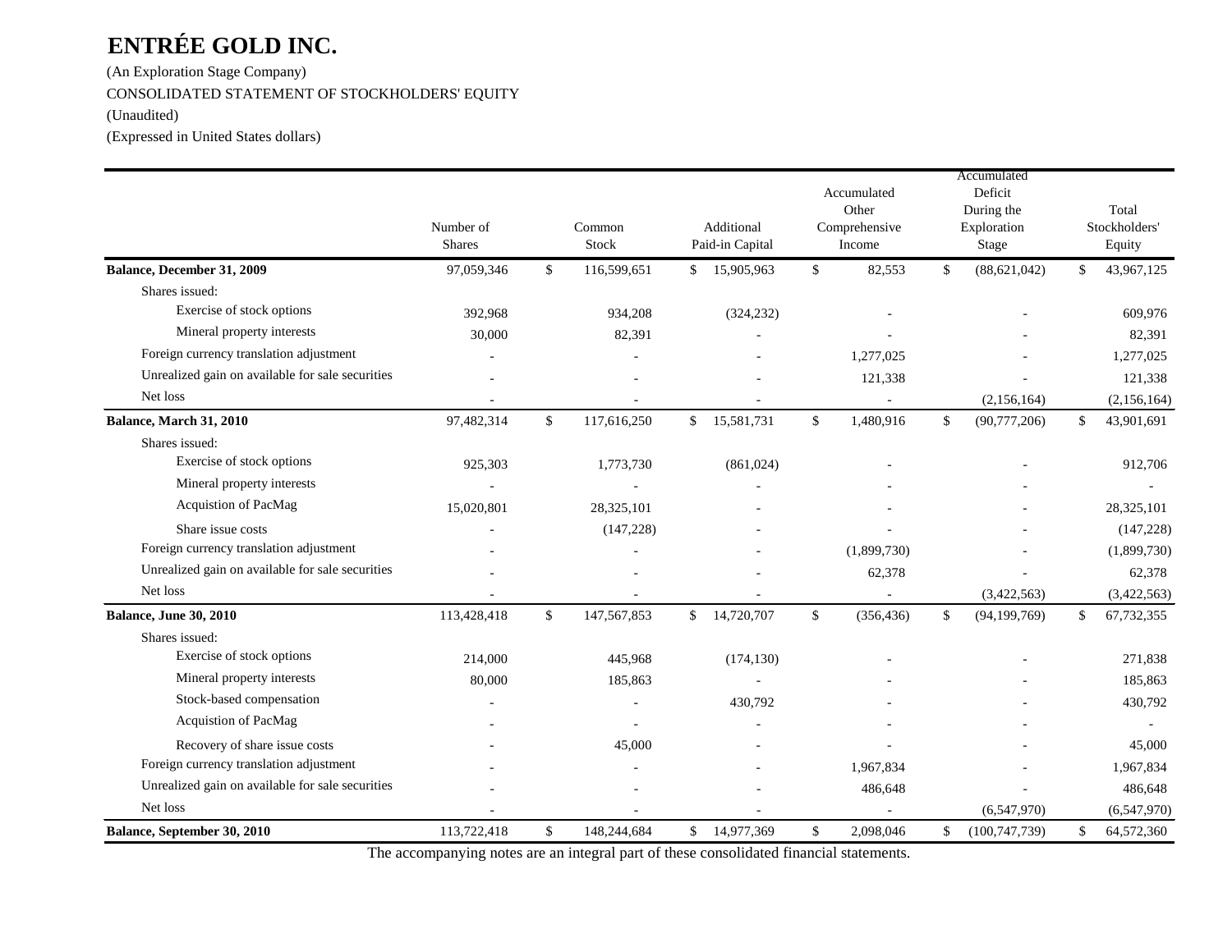# ENTRÉE GOLD INC.

(An Exploration Stage Company)

CONSOLIDATED STATEMENT OF STOCKHOLDERS' EQUITY

(Unaudited)

(Expressed in United States dollars)

| | Number of Shares | Common Stock | Additional Paid-in Capital | Accumulated Other Comprehensive Income | Accumulated Deficit During the Exploration Stage | Total Stockholders' Equity |
|---|---|---|---|---|---|---|
| **Balance, December 31, 2009** | 97,059,346 | $ 116,599,651 | $ 15,905,963 | $ 82,553 | $ (88,621,042) | $ 43,967,125 |
| Shares issued: | | | | | | |
| Exercise of stock options | 392,968 | 934,208 | (324,232) | - | - | 609,976 |
| Mineral property interests | 30,000 | 82,391 | - | - | - | 82,391 |
| Foreign currency translation adjustment | - | - | - | 1,277,025 | - | 1,277,025 |
| Unrealized gain on available for sale securities | - | - | - | 121,338 | - | 121,338 |
| Net loss | - | - | - | - | (2,156,164) | (2,156,164) |
| **Balance, March 31, 2010** | 97,482,314 | $ 117,616,250 | $ 15,581,731 | $ 1,480,916 | $ (90,777,206) | $ 43,901,691 |
| Shares issued: | | | | | | |
| Exercise of stock options | 925,303 | 1,773,730 | (861,024) | - | - | 912,706 |
| Mineral property interests | - | - | - | - | - | - |
| Acquistion of PacMag | 15,020,801 | 28,325,101 | - | - | - | 28,325,101 |
| Share issue costs | - | (147,228) | - | - | - | (147,228) |
| Foreign currency translation adjustment | - | - | - | (1,899,730) | - | (1,899,730) |
| Unrealized gain on available for sale securities | - | - | - | 62,378 | - | 62,378 |
| Net loss | - | - | - | - | (3,422,563) | (3,422,563) |
| **Balance, June 30, 2010** | 113,428,418 | $ 147,567,853 | $ 14,720,707 | $ (356,436) | $ (94,199,769) | $ 67,732,355 |
| Shares issued: | | | | | | |
| Exercise of stock options | 214,000 | 445,968 | (174,130) | - | - | 271,838 |
| Mineral property interests | 80,000 | 185,863 | - | - | - | 185,863 |
| Stock-based compensation | - | - | 430,792 | - | - | 430,792 |
| Acquistion of PacMag | - | - | - | - | - | - |
| Recovery of share issue costs | - | 45,000 | - | - | - | 45,000 |
| Foreign currency translation adjustment | - | - | - | 1,967,834 | - | 1,967,834 |
| Unrealized gain on available for sale securities | - | - | - | 486,648 | - | 486,648 |
| Net loss | - | - | - | - | (6,547,970) | (6,547,970) |
| **Balance, September 30, 2010** | 113,722,418 | $ 148,244,684 | $ 14,977,369 | $ 2,098,046 | $ (100,747,739) | $ 64,572,360 |

The accompanying notes are an integral part of these consolidated financial statements.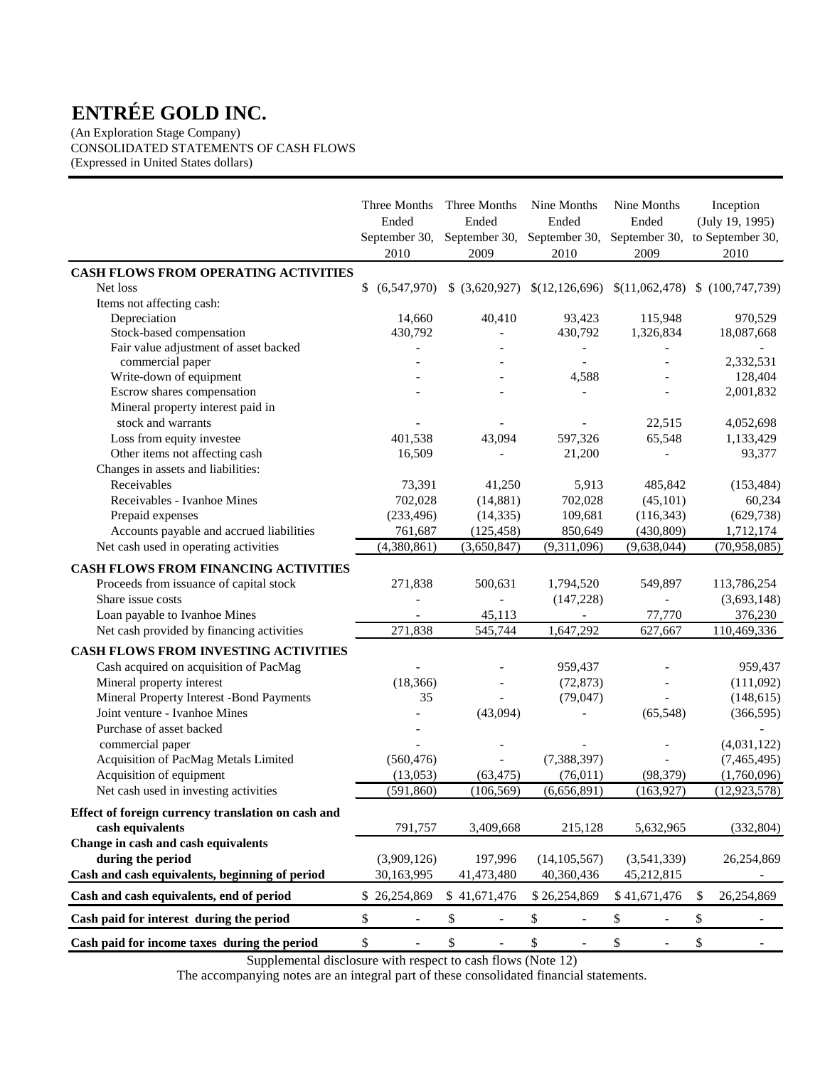# ENTRÉE GOLD INC.

(An Exploration Stage Company)
CONSOLIDATED STATEMENTS OF CASH FLOWS
(Expressed in United States dollars)

| | Three Months Ended September 30, 2010 | Three Months Ended September 30, 2009 | Nine Months Ended September 30, 2010 | Nine Months Ended September 30, 2009 | Inception (July 19, 1995) to September 30, 2010 |
|---|---|---|---|---|---|
| **CASH FLOWS FROM OPERATING ACTIVITIES** | | | | | |
| Net loss | $ (6,547,970) | $ (3,620,927) | $(12,126,696) | $(11,062,478) | $ (100,747,739) |
| Items not affecting cash: | | | | | |
| Depreciation | 14,660 | 40,410 | 93,423 | 115,948 | 970,529 |
| Stock-based compensation | 430,792 | - | 430,792 | 1,326,834 | 18,087,668 |
| Fair value adjustment of asset backed commercial paper | - | - | - | - | 2,332,531 |
| Write-down of equipment | - | - | 4,588 | - | 128,404 |
| Escrow shares compensation | - | - | - | - | 2,001,832 |
| Mineral property interest paid in stock and warrants | - | - | - | 22,515 | 4,052,698 |
| Loss from equity investee | 401,538 | 43,094 | 597,326 | 65,548 | 1,133,429 |
| Other items not affecting cash | 16,509 | - | 21,200 | - | 93,377 |
| Changes in assets and liabilities: | | | | | |
| Receivables | 73,391 | 41,250 | 5,913 | 485,842 | (153,484) |
| Receivables - Ivanhoe Mines | 702,028 | (14,881) | 702,028 | (45,101) | 60,234 |
| Prepaid expenses | (233,496) | (14,335) | 109,681 | (116,343) | (629,738) |
| Accounts payable and accrued liabilities | 761,687 | (125,458) | 850,649 | (430,809) | 1,712,174 |
| Net cash used in operating activities | (4,380,861) | (3,650,847) | (9,311,096) | (9,638,044) | (70,958,085) |
| **CASH FLOWS FROM FINANCING ACTIVITIES** | | | | | |
| Proceeds from issuance of capital stock | 271,838 | 500,631 | 1,794,520 | 549,897 | 113,786,254 |
| Share issue costs | - | - | (147,228) | - | (3,693,148) |
| Loan payable to Ivanhoe Mines | - | 45,113 | - | 77,770 | 376,230 |
| Net cash provided by financing activities | 271,838 | 545,744 | 1,647,292 | 627,667 | 110,469,336 |
| **CASH FLOWS FROM INVESTING ACTIVITIES** | | | | | |
| Cash acquired on acquisition of PacMag | - | - | 959,437 | - | 959,437 |
| Mineral property interest | (18,366) | - | (72,873) | - | (111,092) |
| Mineral Property Interest -Bond Payments | 35 | - | (79,047) | - | (148,615) |
| Joint venture - Ivanhoe Mines | - | (43,094) | - | (65,548) | (366,595) |
| Purchase of asset backed commercial paper | - | - | - | - | (4,031,122) |
| Acquisition of PacMag Metals Limited | (560,476) | - | (7,388,397) | - | (7,465,495) |
| Acquisition of equipment | (13,053) | (63,475) | (76,011) | (98,379) | (1,760,096) |
| Net cash used in investing activities | (591,860) | (106,569) | (6,656,891) | (163,927) | (12,923,578) |
| **Effect of foreign currency translation on cash and cash equivalents** | 791,757 | 3,409,668 | 215,128 | 5,632,965 | (332,804) |
| **Change in cash and cash equivalents during the period** | (3,909,126) | 197,996 | (14,105,567) | (3,541,339) | 26,254,869 |
| **Cash and cash equivalents, beginning of period** | 30,163,995 | 41,473,480 | 40,360,436 | 45,212,815 | - |
| **Cash and cash equivalents, end of period** | $ 26,254,869 | $ 41,671,476 | $ 26,254,869 | $ 41,671,476 | $ 26,254,869 |
| **Cash paid for interest during the period** | $ - | $ - | $ - | $ - | $ - |
| **Cash paid for income taxes during the period** | $ - | $ - | $ - | $ - | $ - |

Supplemental disclosure with respect to cash flows (Note 12)

The accompanying notes are an integral part of these consolidated financial statements.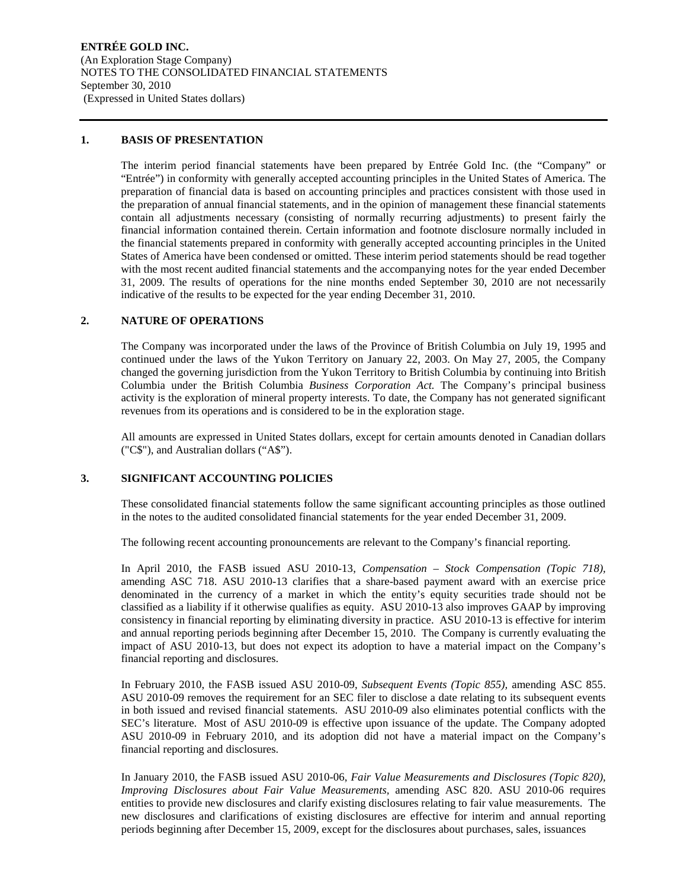**ENTRÉE GOLD INC.**
(An Exploration Stage Company)
NOTES TO THE CONSOLIDATED FINANCIAL STATEMENTS
September 30, 2010
(Expressed in United States dollars)

## 1. BASIS OF PRESENTATION

The interim period financial statements have been prepared by Entrée Gold Inc. (the "Company" or "Entrée") in conformity with generally accepted accounting principles in the United States of America. The preparation of financial data is based on accounting principles and practices consistent with those used in the preparation of annual financial statements, and in the opinion of management these financial statements contain all adjustments necessary (consisting of normally recurring adjustments) to present fairly the financial information contained therein. Certain information and footnote disclosure normally included in the financial statements prepared in conformity with generally accepted accounting principles in the United States of America have been condensed or omitted. These interim period statements should be read together with the most recent audited financial statements and the accompanying notes for the year ended December 31, 2009. The results of operations for the nine months ended September 30, 2010 are not necessarily indicative of the results to be expected for the year ending December 31, 2010.

## 2. NATURE OF OPERATIONS

The Company was incorporated under the laws of the Province of British Columbia on July 19, 1995 and continued under the laws of the Yukon Territory on January 22, 2003. On May 27, 2005, the Company changed the governing jurisdiction from the Yukon Territory to British Columbia by continuing into British Columbia under the British Columbia *Business Corporation Act.* The Company's principal business activity is the exploration of mineral property interests. To date, the Company has not generated significant revenues from its operations and is considered to be in the exploration stage.

All amounts are expressed in United States dollars, except for certain amounts denoted in Canadian dollars ("C$"), and Australian dollars ("A$").

## 3. SIGNIFICANT ACCOUNTING POLICIES

These consolidated financial statements follow the same significant accounting principles as those outlined in the notes to the audited consolidated financial statements for the year ended December 31, 2009.

The following recent accounting pronouncements are relevant to the Company's financial reporting.

In April 2010, the FASB issued ASU 2010-13, *Compensation – Stock Compensation (Topic 718),* amending ASC 718. ASU 2010-13 clarifies that a share-based payment award with an exercise price denominated in the currency of a market in which the entity's equity securities trade should not be classified as a liability if it otherwise qualifies as equity. ASU 2010-13 also improves GAAP by improving consistency in financial reporting by eliminating diversity in practice. ASU 2010-13 is effective for interim and annual reporting periods beginning after December 15, 2010. The Company is currently evaluating the impact of ASU 2010-13, but does not expect its adoption to have a material impact on the Company's financial reporting and disclosures.

In February 2010, the FASB issued ASU 2010-09, *Subsequent Events (Topic 855),* amending ASC 855. ASU 2010-09 removes the requirement for an SEC filer to disclose a date relating to its subsequent events in both issued and revised financial statements. ASU 2010-09 also eliminates potential conflicts with the SEC's literature. Most of ASU 2010-09 is effective upon issuance of the update. The Company adopted ASU 2010-09 in February 2010, and its adoption did not have a material impact on the Company's financial reporting and disclosures.

In January 2010, the FASB issued ASU 2010-06, *Fair Value Measurements and Disclosures (Topic 820), Improving Disclosures about Fair Value Measurements,* amending ASC 820. ASU 2010-06 requires entities to provide new disclosures and clarify existing disclosures relating to fair value measurements. The new disclosures and clarifications of existing disclosures are effective for interim and annual reporting periods beginning after December 15, 2009, except for the disclosures about purchases, sales, issuances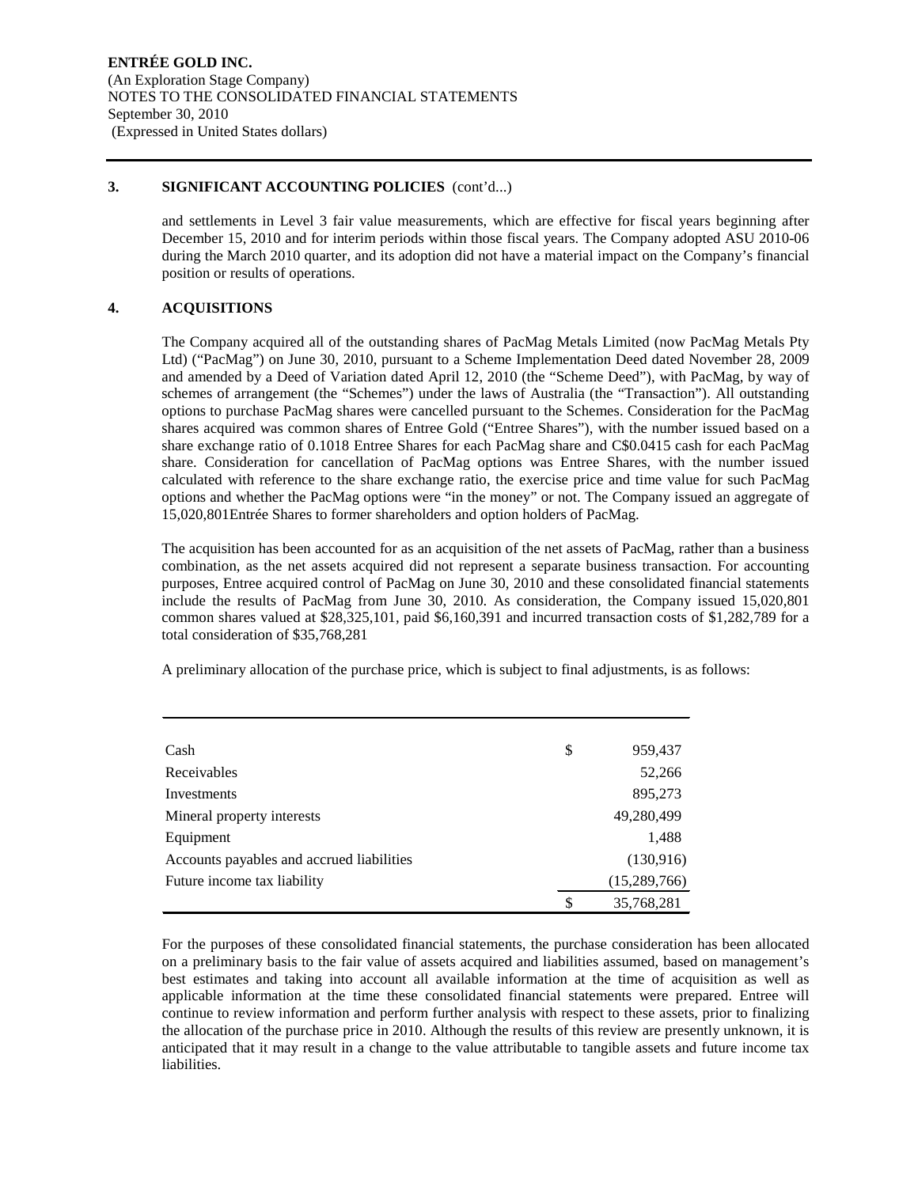## 3. SIGNIFICANT ACCOUNTING POLICIES (cont'd...)

and settlements in Level 3 fair value measurements, which are effective for fiscal years beginning after December 15, 2010 and for interim periods within those fiscal years. The Company adopted ASU 2010-06 during the March 2010 quarter, and its adoption did not have a material impact on the Company's financial position or results of operations.

## 4. ACQUISITIONS

The Company acquired all of the outstanding shares of PacMag Metals Limited (now PacMag Metals Pty Ltd) ("PacMag") on June 30, 2010, pursuant to a Scheme Implementation Deed dated November 28, 2009 and amended by a Deed of Variation dated April 12, 2010 (the "Scheme Deed"), with PacMag, by way of schemes of arrangement (the "Schemes") under the laws of Australia (the "Transaction"). All outstanding options to purchase PacMag shares were cancelled pursuant to the Schemes. Consideration for the PacMag shares acquired was common shares of Entree Gold ("Entree Shares"), with the number issued based on a share exchange ratio of 0.1018 Entree Shares for each PacMag share and C$0.0415 cash for each PacMag share. Consideration for cancellation of PacMag options was Entree Shares, with the number issued calculated with reference to the share exchange ratio, the exercise price and time value for such PacMag options and whether the PacMag options were "in the money" or not. The Company issued an aggregate of 15,020,801Entrée Shares to former shareholders and option holders of PacMag.

The acquisition has been accounted for as an acquisition of the net assets of PacMag, rather than a business combination, as the net assets acquired did not represent a separate business transaction. For accounting purposes, Entree acquired control of PacMag on June 30, 2010 and these consolidated financial statements include the results of PacMag from June 30, 2010. As consideration, the Company issued 15,020,801 common shares valued at $28,325,101, paid $6,160,391 and incurred transaction costs of $1,282,789 for a total consideration of $35,768,281

A preliminary allocation of the purchase price, which is subject to final adjustments, is as follows:

| | | |
|---|---|---|
| Cash | $ | 959,437 |
| Receivables | | 52,266 |
| Investments | | 895,273 |
| Mineral property interests | | 49,280,499 |
| Equipment | | 1,488 |
| Accounts payables and accrued liabilities | | (130,916) |
| Future income tax liability | | (15,289,766) |
| | $ | 35,768,281 |

For the purposes of these consolidated financial statements, the purchase consideration has been allocated on a preliminary basis to the fair value of assets acquired and liabilities assumed, based on management's best estimates and taking into account all available information at the time of acquisition as well as applicable information at the time these consolidated financial statements were prepared. Entree will continue to review information and perform further analysis with respect to these assets, prior to finalizing the allocation of the purchase price in 2010. Although the results of this review are presently unknown, it is anticipated that it may result in a change to the value attributable to tangible assets and future income tax liabilities.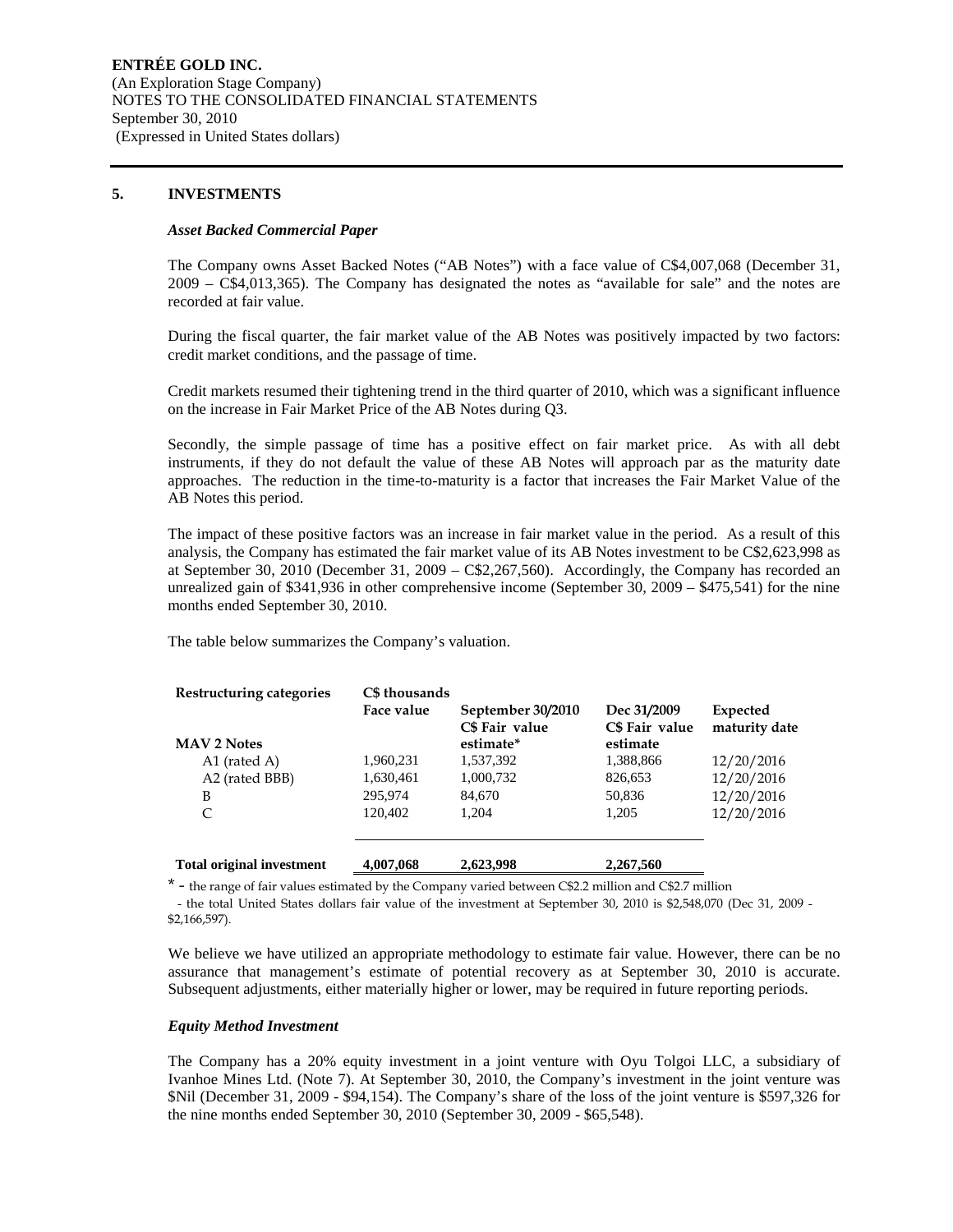**ENTRÉE GOLD INC.**
(An Exploration Stage Company)
NOTES TO THE CONSOLIDATED FINANCIAL STATEMENTS
September 30, 2010
(Expressed in United States dollars)

## 5. INVESTMENTS

### *Asset Backed Commercial Paper*

The Company owns Asset Backed Notes ("AB Notes") with a face value of C$4,007,068 (December 31, 2009 – C$4,013,365). The Company has designated the notes as "available for sale" and the notes are recorded at fair value.

During the fiscal quarter, the fair market value of the AB Notes was positively impacted by two factors: credit market conditions, and the passage of time.

Credit markets resumed their tightening trend in the third quarter of 2010, which was a significant influence on the increase in Fair Market Price of the AB Notes during Q3.

Secondly, the simple passage of time has a positive effect on fair market price. As with all debt instruments, if they do not default the value of these AB Notes will approach par as the maturity date approaches. The reduction in the time-to-maturity is a factor that increases the Fair Market Value of the AB Notes this period.

The impact of these positive factors was an increase in fair market value in the period. As a result of this analysis, the Company has estimated the fair market value of its AB Notes investment to be C$2,623,998 as at September 30, 2010 (December 31, 2009 – C$2,267,560). Accordingly, the Company has recorded an unrealized gain of $341,936 in other comprehensive income (September 30, 2009 – $475,541) for the nine months ended September 30, 2010.

The table below summarizes the Company's valuation.

| Restructuring categories | C$ thousands<br>Face value | September 30/2010<br>C$ Fair value estimate* | Dec 31/2009<br>C$ Fair value estimate | Expected maturity date |
|---|---|---|---|---|
| **MAV 2 Notes** | | | | |
| A1 (rated A) | 1,960,231 | 1,537,392 | 1,388,866 | 12/20/2016 |
| A2 (rated BBB) | 1,630,461 | 1,000,732 | 826,653 | 12/20/2016 |
| B | 295,974 | 84,670 | 50,836 | 12/20/2016 |
| C | 120,402 | 1,204 | 1,205 | 12/20/2016 |
| **Total original investment** | **4,007,068** | **2,623,998** | **2,267,560** | |

\* - the range of fair values estimated by the Company varied between C$2.2 million and C$2.7 million
- the total United States dollars fair value of the investment at September 30, 2010 is $2,548,070 (Dec 31, 2009 - $2,166,597).

We believe we have utilized an appropriate methodology to estimate fair value. However, there can be no assurance that management's estimate of potential recovery as at September 30, 2010 is accurate. Subsequent adjustments, either materially higher or lower, may be required in future reporting periods.

### *Equity Method Investment*

The Company has a 20% equity investment in a joint venture with Oyu Tolgoi LLC, a subsidiary of Ivanhoe Mines Ltd. (Note 7). At September 30, 2010, the Company's investment in the joint venture was $Nil (December 31, 2009 - $94,154). The Company's share of the loss of the joint venture is $597,326 for the nine months ended September 30, 2010 (September 30, 2009 - $65,548).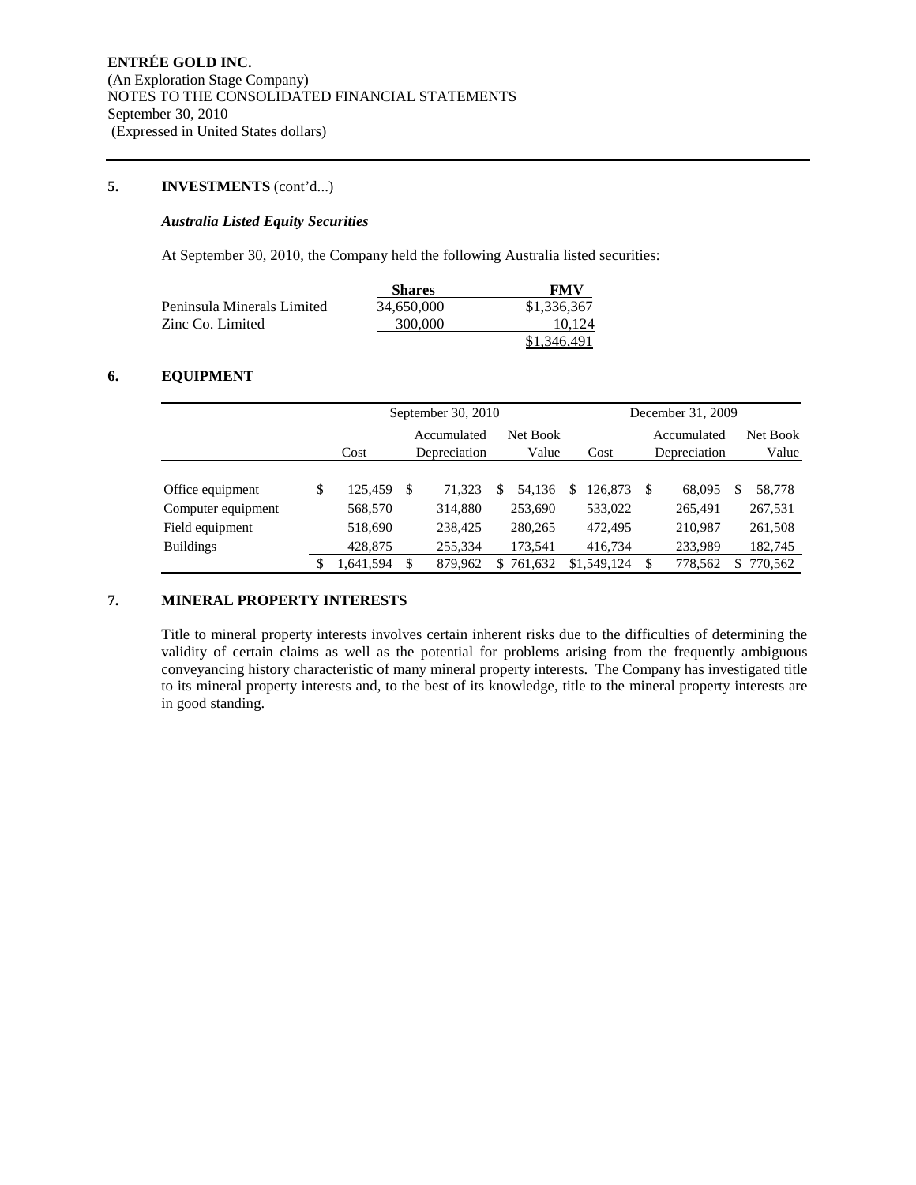**ENTRÉE GOLD INC.**
(An Exploration Stage Company)
NOTES TO THE CONSOLIDATED FINANCIAL STATEMENTS
September 30, 2010
(Expressed in United States dollars)

## 5. INVESTMENTS (cont'd...)

### *Australia Listed Equity Securities*

At September 30, 2010, the Company held the following Australia listed securities:

| | Shares | FMV |
|---|---|---|
| Peninsula Minerals Limited | 34,650,000 | $1,336,367 |
| Zinc Co. Limited | 300,000 | 10,124 |
| | | $1,346,491 |

## 6. EQUIPMENT

| | September 30, 2010 | | | December 31, 2009 | | |
|---|---|---|---|---|---|---|
| | Cost | Accumulated Depreciation | Net Book Value | Cost | Accumulated Depreciation | Net Book Value |
| Office equipment | $ 125,459 | $ 71,323 | $ 54,136 | $ 126,873 | $ 68,095 | $ 58,778 |
| Computer equipment | 568,570 | 314,880 | 253,690 | 533,022 | 265,491 | 267,531 |
| Field equipment | 518,690 | 238,425 | 280,265 | 472,495 | 210,987 | 261,508 |
| Buildings | 428,875 | 255,334 | 173,541 | 416,734 | 233,989 | 182,745 |
| | $ 1,641,594 | $ 879,962 | $ 761,632 | $1,549,124 | $ 778,562 | $ 770,562 |

## 7. MINERAL PROPERTY INTERESTS

Title to mineral property interests involves certain inherent risks due to the difficulties of determining the validity of certain claims as well as the potential for problems arising from the frequently ambiguous conveyancing history characteristic of many mineral property interests. The Company has investigated title to its mineral property interests and, to the best of its knowledge, title to the mineral property interests are in good standing.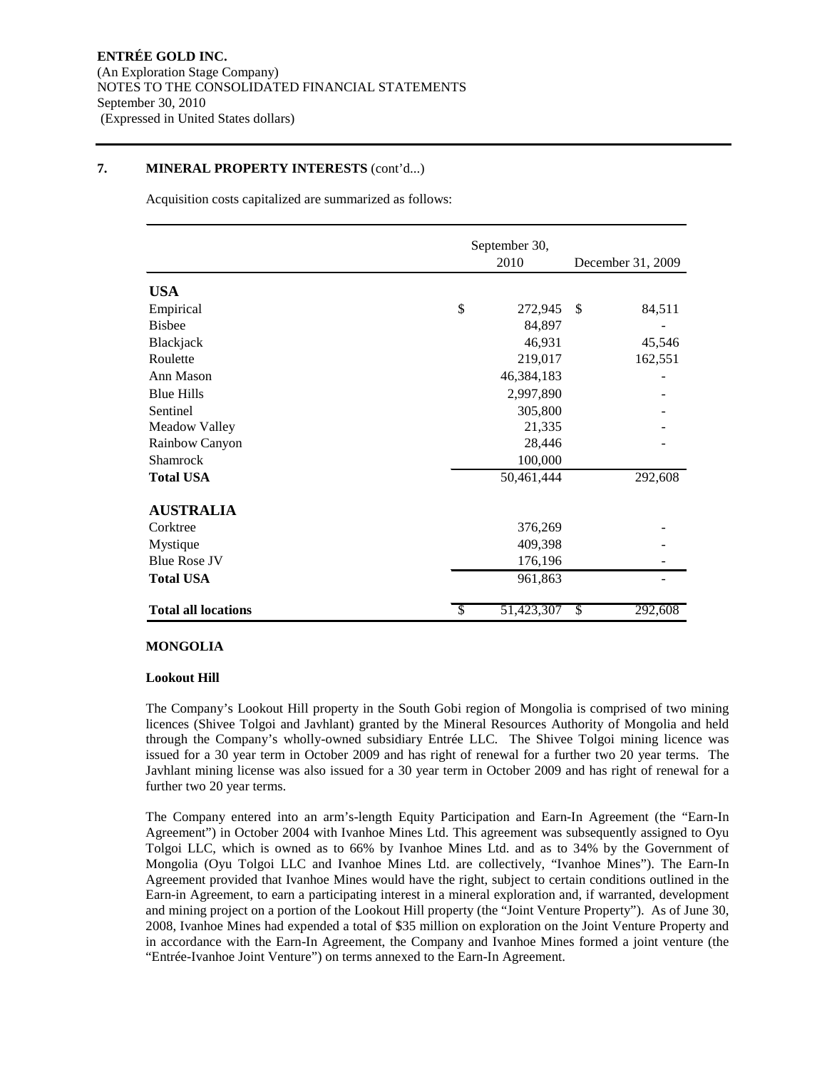**ENTRÉE GOLD INC.**
(An Exploration Stage Company)
NOTES TO THE CONSOLIDATED FINANCIAL STATEMENTS
September 30, 2010
(Expressed in United States dollars)

## 7. MINERAL PROPERTY INTERESTS (cont'd...)

Acquisition costs capitalized are summarized as follows:

| | September 30, 2010 | December 31, 2009 |
|---|---|---|
| **USA** | | |
| Empirical | $ 272,945 | $ 84,511 |
| Bisbee | 84,897 | - |
| Blackjack | 46,931 | 45,546 |
| Roulette | 219,017 | 162,551 |
| Ann Mason | 46,384,183 | - |
| Blue Hills | 2,997,890 | - |
| Sentinel | 305,800 | - |
| Meadow Valley | 21,335 | - |
| Rainbow Canyon | 28,446 | - |
| Shamrock | 100,000 | |
| **Total USA** | 50,461,444 | 292,608 |
| **AUSTRALIA** | | |
| Corktree | 376,269 | - |
| Mystique | 409,398 | - |
| Blue Rose JV | 176,196 | - |
| **Total USA** | 961,863 | - |
| **Total all locations** | $ 51,423,307 | $ 292,608 |

**MONGOLIA**

**Lookout Hill**

The Company's Lookout Hill property in the South Gobi region of Mongolia is comprised of two mining licences (Shivee Tolgoi and Javhlant) granted by the Mineral Resources Authority of Mongolia and held through the Company's wholly-owned subsidiary Entrée LLC. The Shivee Tolgoi mining licence was issued for a 30 year term in October 2009 and has right of renewal for a further two 20 year terms. The Javhlant mining license was also issued for a 30 year term in October 2009 and has right of renewal for a further two 20 year terms.

The Company entered into an arm's-length Equity Participation and Earn-In Agreement (the "Earn-In Agreement") in October 2004 with Ivanhoe Mines Ltd. This agreement was subsequently assigned to Oyu Tolgoi LLC, which is owned as to 66% by Ivanhoe Mines Ltd. and as to 34% by the Government of Mongolia (Oyu Tolgoi LLC and Ivanhoe Mines Ltd. are collectively, "Ivanhoe Mines"). The Earn-In Agreement provided that Ivanhoe Mines would have the right, subject to certain conditions outlined in the Earn-in Agreement, to earn a participating interest in a mineral exploration and, if warranted, development and mining project on a portion of the Lookout Hill property (the "Joint Venture Property"). As of June 30, 2008, Ivanhoe Mines had expended a total of $35 million on exploration on the Joint Venture Property and in accordance with the Earn-In Agreement, the Company and Ivanhoe Mines formed a joint venture (the "Entrée-Ivanhoe Joint Venture") on terms annexed to the Earn-In Agreement.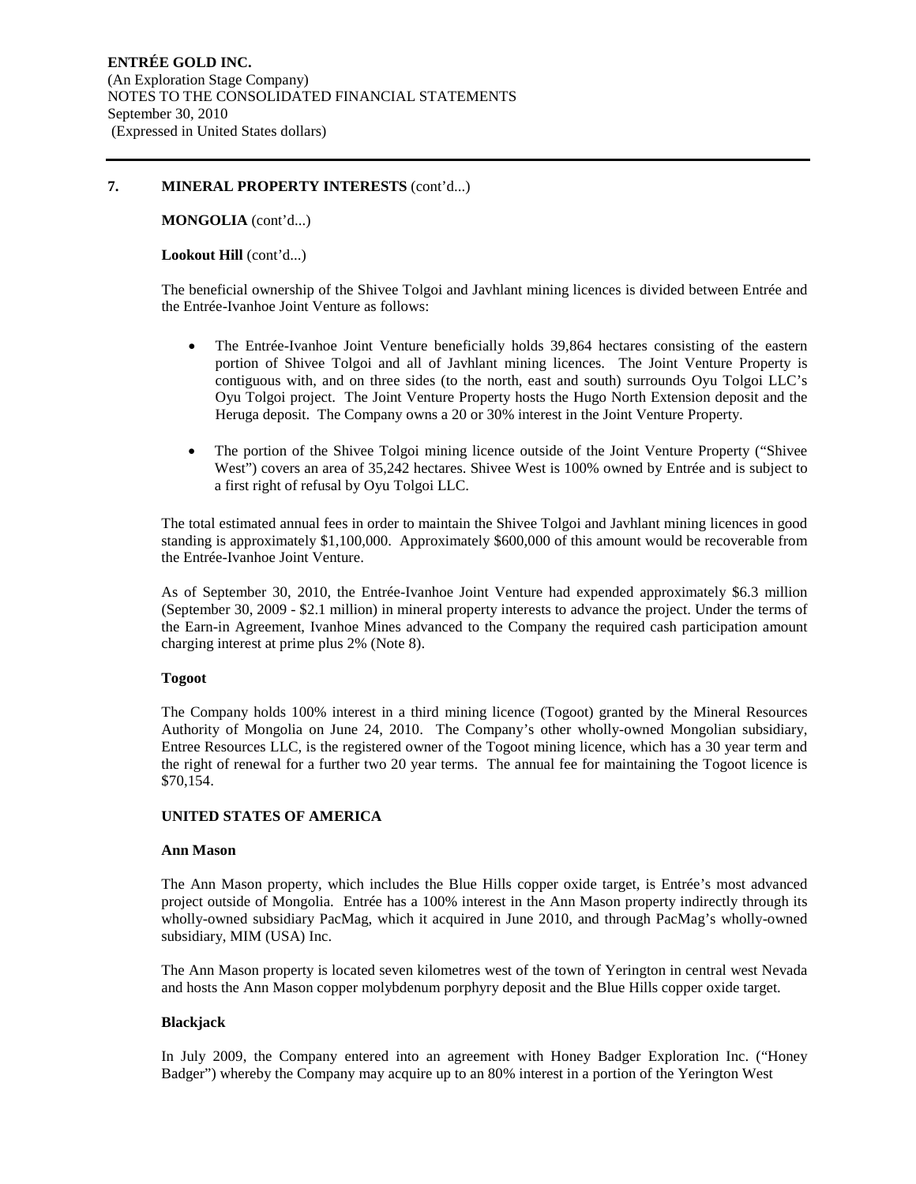## 7. MINERAL PROPERTY INTERESTS (cont'd...)

**MONGOLIA** (cont'd...)

**Lookout Hill** (cont'd...)

The beneficial ownership of the Shivee Tolgoi and Javhlant mining licences is divided between Entrée and the Entrée-Ivanhoe Joint Venture as follows:

- The Entrée-Ivanhoe Joint Venture beneficially holds 39,864 hectares consisting of the eastern portion of Shivee Tolgoi and all of Javhlant mining licences. The Joint Venture Property is contiguous with, and on three sides (to the north, east and south) surrounds Oyu Tolgoi LLC's Oyu Tolgoi project. The Joint Venture Property hosts the Hugo North Extension deposit and the Heruga deposit. The Company owns a 20 or 30% interest in the Joint Venture Property.

- The portion of the Shivee Tolgoi mining licence outside of the Joint Venture Property ("Shivee West") covers an area of 35,242 hectares. Shivee West is 100% owned by Entrée and is subject to a first right of refusal by Oyu Tolgoi LLC.

The total estimated annual fees in order to maintain the Shivee Tolgoi and Javhlant mining licences in good standing is approximately $1,100,000. Approximately $600,000 of this amount would be recoverable from the Entrée-Ivanhoe Joint Venture.

As of September 30, 2010, the Entrée-Ivanhoe Joint Venture had expended approximately $6.3 million (September 30, 2009 - $2.1 million) in mineral property interests to advance the project. Under the terms of the Earn-in Agreement, Ivanhoe Mines advanced to the Company the required cash participation amount charging interest at prime plus 2% (Note 8).

**Togoot**

The Company holds 100% interest in a third mining licence (Togoot) granted by the Mineral Resources Authority of Mongolia on June 24, 2010. The Company's other wholly-owned Mongolian subsidiary, Entree Resources LLC, is the registered owner of the Togoot mining licence, which has a 30 year term and the right of renewal for a further two 20 year terms. The annual fee for maintaining the Togoot licence is $70,154.

**UNITED STATES OF AMERICA**

**Ann Mason**

The Ann Mason property, which includes the Blue Hills copper oxide target, is Entrée's most advanced project outside of Mongolia. Entrée has a 100% interest in the Ann Mason property indirectly through its wholly-owned subsidiary PacMag, which it acquired in June 2010, and through PacMag's wholly-owned subsidiary, MIM (USA) Inc.

The Ann Mason property is located seven kilometres west of the town of Yerington in central west Nevada and hosts the Ann Mason copper molybdenum porphyry deposit and the Blue Hills copper oxide target.

**Blackjack**

In July 2009, the Company entered into an agreement with Honey Badger Exploration Inc. ("Honey Badger") whereby the Company may acquire up to an 80% interest in a portion of the Yerington West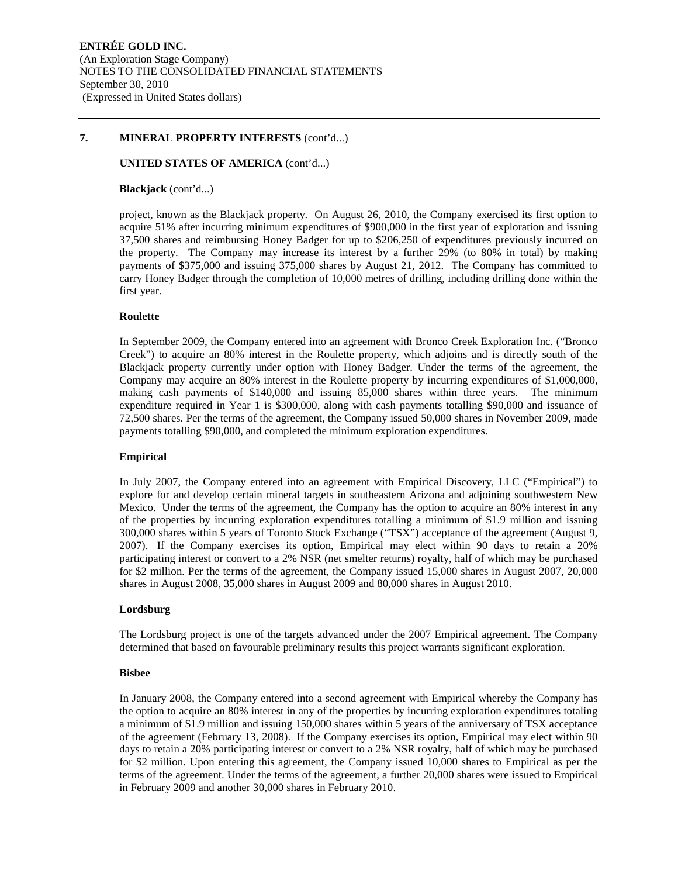## 7. MINERAL PROPERTY INTERESTS (cont'd...)

### UNITED STATES OF AMERICA (cont'd...)

**Blackjack** (cont'd...)

project, known as the Blackjack property. On August 26, 2010, the Company exercised its first option to acquire 51% after incurring minimum expenditures of $900,000 in the first year of exploration and issuing 37,500 shares and reimbursing Honey Badger for up to $206,250 of expenditures previously incurred on the property. The Company may increase its interest by a further 29% (to 80% in total) by making payments of $375,000 and issuing 375,000 shares by August 21, 2012. The Company has committed to carry Honey Badger through the completion of 10,000 metres of drilling, including drilling done within the first year.

**Roulette**

In September 2009, the Company entered into an agreement with Bronco Creek Exploration Inc. ("Bronco Creek") to acquire an 80% interest in the Roulette property, which adjoins and is directly south of the Blackjack property currently under option with Honey Badger. Under the terms of the agreement, the Company may acquire an 80% interest in the Roulette property by incurring expenditures of $1,000,000, making cash payments of $140,000 and issuing 85,000 shares within three years. The minimum expenditure required in Year 1 is $300,000, along with cash payments totalling $90,000 and issuance of 72,500 shares. Per the terms of the agreement, the Company issued 50,000 shares in November 2009, made payments totalling $90,000, and completed the minimum exploration expenditures.

**Empirical**

In July 2007, the Company entered into an agreement with Empirical Discovery, LLC ("Empirical") to explore for and develop certain mineral targets in southeastern Arizona and adjoining southwestern New Mexico. Under the terms of the agreement, the Company has the option to acquire an 80% interest in any of the properties by incurring exploration expenditures totalling a minimum of $1.9 million and issuing 300,000 shares within 5 years of Toronto Stock Exchange ("TSX") acceptance of the agreement (August 9, 2007). If the Company exercises its option, Empirical may elect within 90 days to retain a 20% participating interest or convert to a 2% NSR (net smelter returns) royalty, half of which may be purchased for $2 million. Per the terms of the agreement, the Company issued 15,000 shares in August 2007, 20,000 shares in August 2008, 35,000 shares in August 2009 and 80,000 shares in August 2010.

**Lordsburg**

The Lordsburg project is one of the targets advanced under the 2007 Empirical agreement. The Company determined that based on favourable preliminary results this project warrants significant exploration.

**Bisbee**

In January 2008, the Company entered into a second agreement with Empirical whereby the Company has the option to acquire an 80% interest in any of the properties by incurring exploration expenditures totaling a minimum of $1.9 million and issuing 150,000 shares within 5 years of the anniversary of TSX acceptance of the agreement (February 13, 2008). If the Company exercises its option, Empirical may elect within 90 days to retain a 20% participating interest or convert to a 2% NSR royalty, half of which may be purchased for $2 million. Upon entering this agreement, the Company issued 10,000 shares to Empirical as per the terms of the agreement. Under the terms of the agreement, a further 20,000 shares were issued to Empirical in February 2009 and another 30,000 shares in February 2010.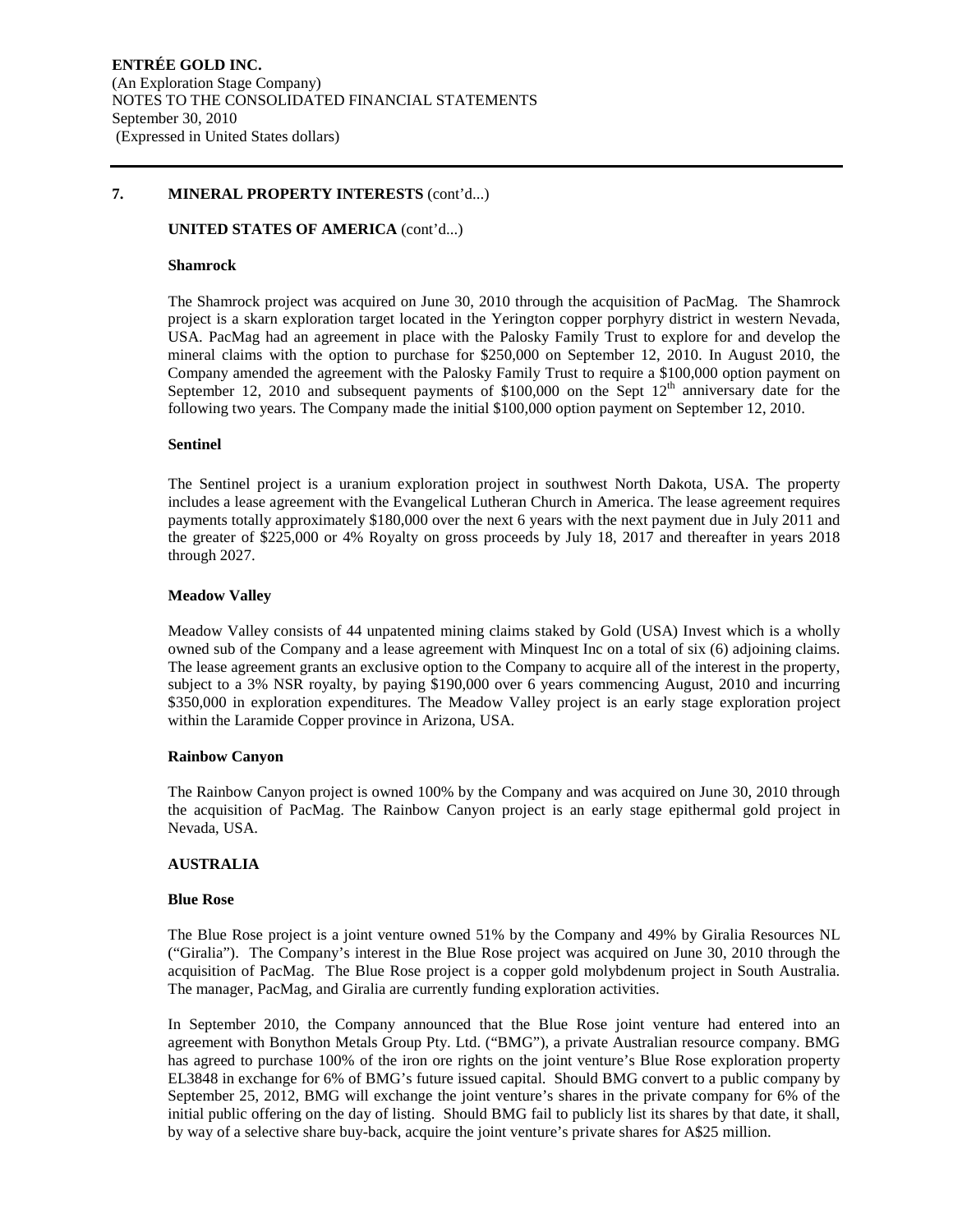## 7. MINERAL PROPERTY INTERESTS (cont'd...)

### UNITED STATES OF AMERICA (cont'd...)

**Shamrock**

The Shamrock project was acquired on June 30, 2010 through the acquisition of PacMag. The Shamrock project is a skarn exploration target located in the Yerington copper porphyry district in western Nevada, USA. PacMag had an agreement in place with the Palosky Family Trust to explore for and develop the mineral claims with the option to purchase for $250,000 on September 12, 2010. In August 2010, the Company amended the agreement with the Palosky Family Trust to require a $100,000 option payment on September 12, 2010 and subsequent payments of $100,000 on the Sept 12th anniversary date for the following two years. The Company made the initial $100,000 option payment on September 12, 2010.

**Sentinel**

The Sentinel project is a uranium exploration project in southwest North Dakota, USA. The property includes a lease agreement with the Evangelical Lutheran Church in America. The lease agreement requires payments totally approximately $180,000 over the next 6 years with the next payment due in July 2011 and the greater of $225,000 or 4% Royalty on gross proceeds by July 18, 2017 and thereafter in years 2018 through 2027.

**Meadow Valley**

Meadow Valley consists of 44 unpatented mining claims staked by Gold (USA) Invest which is a wholly owned sub of the Company and a lease agreement with Minquest Inc on a total of six (6) adjoining claims. The lease agreement grants an exclusive option to the Company to acquire all of the interest in the property, subject to a 3% NSR royalty, by paying $190,000 over 6 years commencing August, 2010 and incurring $350,000 in exploration expenditures. The Meadow Valley project is an early stage exploration project within the Laramide Copper province in Arizona, USA.

**Rainbow Canyon**

The Rainbow Canyon project is owned 100% by the Company and was acquired on June 30, 2010 through the acquisition of PacMag. The Rainbow Canyon project is an early stage epithermal gold project in Nevada, USA.

### AUSTRALIA

**Blue Rose**

The Blue Rose project is a joint venture owned 51% by the Company and 49% by Giralia Resources NL ("Giralia"). The Company's interest in the Blue Rose project was acquired on June 30, 2010 through the acquisition of PacMag. The Blue Rose project is a copper gold molybdenum project in South Australia. The manager, PacMag, and Giralia are currently funding exploration activities.

In September 2010, the Company announced that the Blue Rose joint venture had entered into an agreement with Bonython Metals Group Pty. Ltd. ("BMG"), a private Australian resource company. BMG has agreed to purchase 100% of the iron ore rights on the joint venture's Blue Rose exploration property EL3848 in exchange for 6% of BMG's future issued capital. Should BMG convert to a public company by September 25, 2012, BMG will exchange the joint venture's shares in the private company for 6% of the initial public offering on the day of listing. Should BMG fail to publicly list its shares by that date, it shall, by way of a selective share buy-back, acquire the joint venture's private shares for A$25 million.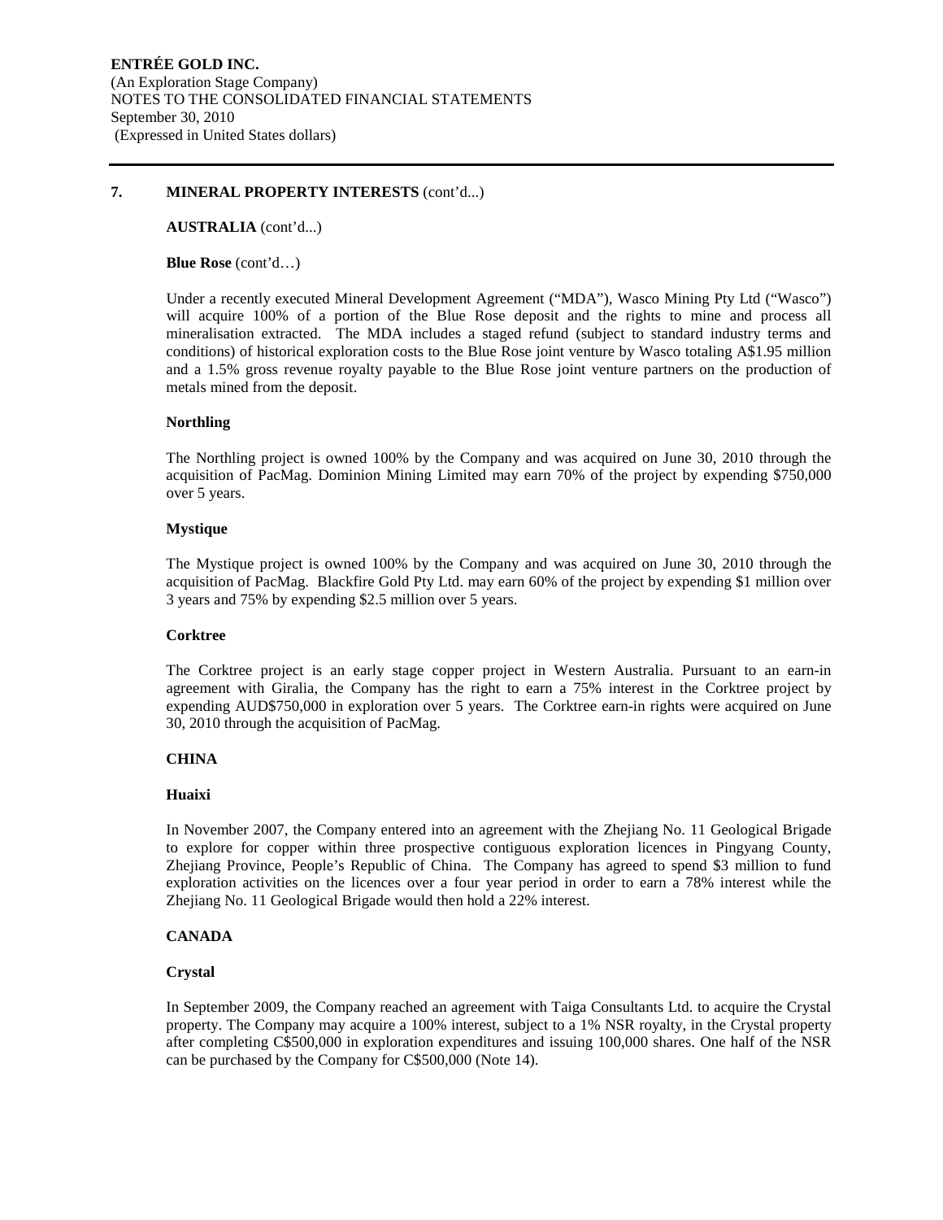## 7. MINERAL PROPERTY INTERESTS (cont'd...)

**AUSTRALIA** (cont'd...)

**Blue Rose** (cont'd…)

Under a recently executed Mineral Development Agreement ("MDA"), Wasco Mining Pty Ltd ("Wasco") will acquire 100% of a portion of the Blue Rose deposit and the rights to mine and process all mineralisation extracted. The MDA includes a staged refund (subject to standard industry terms and conditions) of historical exploration costs to the Blue Rose joint venture by Wasco totaling A$1.95 million and a 1.5% gross revenue royalty payable to the Blue Rose joint venture partners on the production of metals mined from the deposit.

**Northling**

The Northling project is owned 100% by the Company and was acquired on June 30, 2010 through the acquisition of PacMag. Dominion Mining Limited may earn 70% of the project by expending $750,000 over 5 years.

**Mystique**

The Mystique project is owned 100% by the Company and was acquired on June 30, 2010 through the acquisition of PacMag. Blackfire Gold Pty Ltd. may earn 60% of the project by expending $1 million over 3 years and 75% by expending $2.5 million over 5 years.

**Corktree**

The Corktree project is an early stage copper project in Western Australia. Pursuant to an earn-in agreement with Giralia, the Company has the right to earn a 75% interest in the Corktree project by expending AUD$750,000 in exploration over 5 years. The Corktree earn-in rights were acquired on June 30, 2010 through the acquisition of PacMag.

**CHINA**

**Huaixi**

In November 2007, the Company entered into an agreement with the Zhejiang No. 11 Geological Brigade to explore for copper within three prospective contiguous exploration licences in Pingyang County, Zhejiang Province, People's Republic of China. The Company has agreed to spend $3 million to fund exploration activities on the licences over a four year period in order to earn a 78% interest while the Zhejiang No. 11 Geological Brigade would then hold a 22% interest.

**CANADA**

**Crystal**

In September 2009, the Company reached an agreement with Taiga Consultants Ltd. to acquire the Crystal property. The Company may acquire a 100% interest, subject to a 1% NSR royalty, in the Crystal property after completing C$500,000 in exploration expenditures and issuing 100,000 shares. One half of the NSR can be purchased by the Company for C$500,000 (Note 14).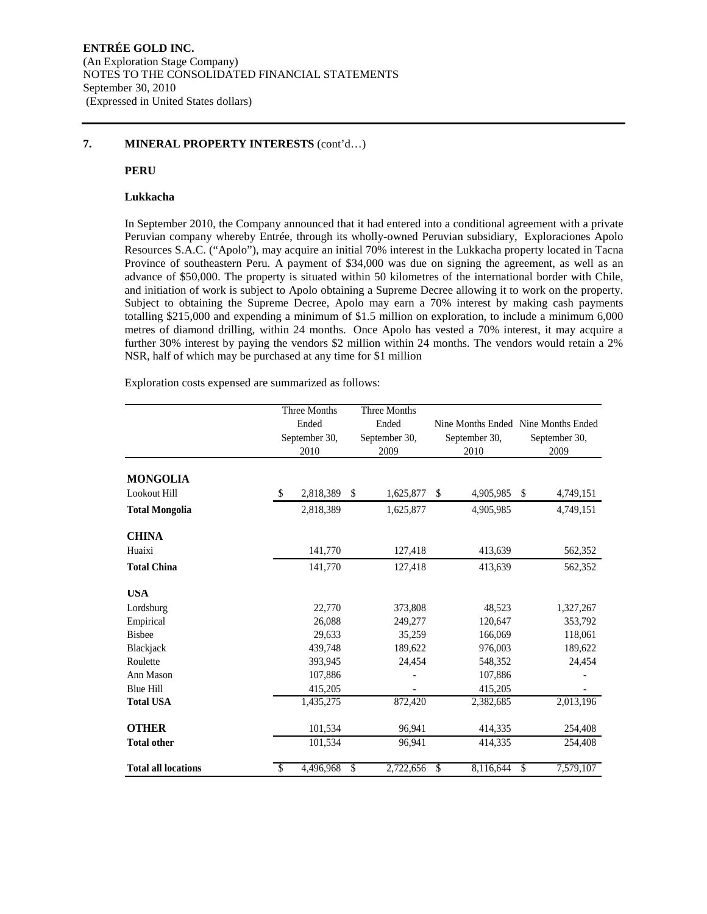**ENTRÉE GOLD INC.**
(An Exploration Stage Company)
NOTES TO THE CONSOLIDATED FINANCIAL STATEMENTS
September 30, 2010
(Expressed in United States dollars)

## 7. MINERAL PROPERTY INTERESTS (cont'd…)

### PERU

#### Lukkacha

In September 2010, the Company announced that it had entered into a conditional agreement with a private Peruvian company whereby Entrée, through its wholly-owned Peruvian subsidiary, Exploraciones Apolo Resources S.A.C. ("Apolo"), may acquire an initial 70% interest in the Lukkacha property located in Tacna Province of southeastern Peru. A payment of $34,000 was due on signing the agreement, as well as an advance of $50,000. The property is situated within 50 kilometres of the international border with Chile, and initiation of work is subject to Apolo obtaining a Supreme Decree allowing it to work on the property. Subject to obtaining the Supreme Decree, Apolo may earn a 70% interest by making cash payments totalling $215,000 and expending a minimum of $1.5 million on exploration, to include a minimum 6,000 metres of diamond drilling, within 24 months. Once Apolo has vested a 70% interest, it may acquire a further 30% interest by paying the vendors $2 million within 24 months. The vendors would retain a 2% NSR, half of which may be purchased at any time for $1 million

Exploration costs expensed are summarized as follows:

| | Three Months Ended September 30, 2010 | Three Months Ended September 30, 2009 | Nine Months Ended September 30, 2010 | Nine Months Ended September 30, 2009 |
|---|---|---|---|---|
| **MONGOLIA** | | | | |
| Lookout Hill | $ 2,818,389 | $ 1,625,877 | $ 4,905,985 | $ 4,749,151 |
| **Total Mongolia** | 2,818,389 | 1,625,877 | 4,905,985 | 4,749,151 |
| **CHINA** | | | | |
| Huaixi | 141,770 | 127,418 | 413,639 | 562,352 |
| **Total China** | 141,770 | 127,418 | 413,639 | 562,352 |
| **USA** | | | | |
| Lordsburg | 22,770 | 373,808 | 48,523 | 1,327,267 |
| Empirical | 26,088 | 249,277 | 120,647 | 353,792 |
| Bisbee | 29,633 | 35,259 | 166,069 | 118,061 |
| Blackjack | 439,748 | 189,622 | 976,003 | 189,622 |
| Roulette | 393,945 | 24,454 | 548,352 | 24,454 |
| Ann Mason | 107,886 | - | 107,886 | - |
| Blue Hill | 415,205 | - | 415,205 | - |
| **Total USA** | 1,435,275 | 872,420 | 2,382,685 | 2,013,196 |
| **OTHER** | 101,534 | 96,941 | 414,335 | 254,408 |
| **Total other** | 101,534 | 96,941 | 414,335 | 254,408 |
| **Total all locations** | $ 4,496,968 | $ 2,722,656 | $ 8,116,644 | $ 7,579,107 |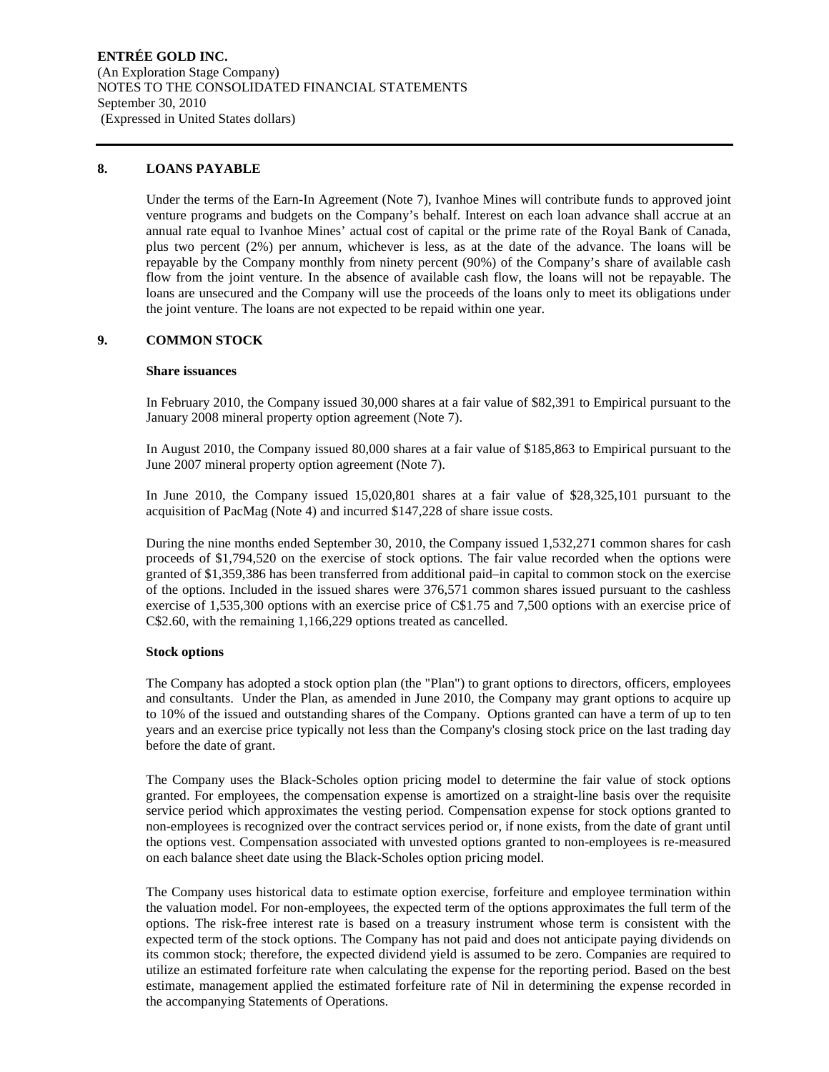## 8. LOANS PAYABLE

Under the terms of the Earn-In Agreement (Note 7), Ivanhoe Mines will contribute funds to approved joint venture programs and budgets on the Company's behalf. Interest on each loan advance shall accrue at an annual rate equal to Ivanhoe Mines' actual cost of capital or the prime rate of the Royal Bank of Canada, plus two percent (2%) per annum, whichever is less, as at the date of the advance. The loans will be repayable by the Company monthly from ninety percent (90%) of the Company's share of available cash flow from the joint venture. In the absence of available cash flow, the loans will not be repayable. The loans are unsecured and the Company will use the proceeds of the loans only to meet its obligations under the joint venture. The loans are not expected to be repaid within one year.

## 9. COMMON STOCK

**Share issuances**

In February 2010, the Company issued 30,000 shares at a fair value of $82,391 to Empirical pursuant to the January 2008 mineral property option agreement (Note 7).

In August 2010, the Company issued 80,000 shares at a fair value of $185,863 to Empirical pursuant to the June 2007 mineral property option agreement (Note 7).

In June 2010, the Company issued 15,020,801 shares at a fair value of $28,325,101 pursuant to the acquisition of PacMag (Note 4) and incurred $147,228 of share issue costs.

During the nine months ended September 30, 2010, the Company issued 1,532,271 common shares for cash proceeds of $1,794,520 on the exercise of stock options. The fair value recorded when the options were granted of $1,359,386 has been transferred from additional paid–in capital to common stock on the exercise of the options. Included in the issued shares were 376,571 common shares issued pursuant to the cashless exercise of 1,535,300 options with an exercise price of C$1.75 and 7,500 options with an exercise price of C$2.60, with the remaining 1,166,229 options treated as cancelled.

**Stock options**

The Company has adopted a stock option plan (the "Plan") to grant options to directors, officers, employees and consultants. Under the Plan, as amended in June 2010, the Company may grant options to acquire up to 10% of the issued and outstanding shares of the Company. Options granted can have a term of up to ten years and an exercise price typically not less than the Company's closing stock price on the last trading day before the date of grant.

The Company uses the Black-Scholes option pricing model to determine the fair value of stock options granted. For employees, the compensation expense is amortized on a straight-line basis over the requisite service period which approximates the vesting period. Compensation expense for stock options granted to non-employees is recognized over the contract services period or, if none exists, from the date of grant until the options vest. Compensation associated with unvested options granted to non-employees is re-measured on each balance sheet date using the Black-Scholes option pricing model.

The Company uses historical data to estimate option exercise, forfeiture and employee termination within the valuation model. For non-employees, the expected term of the options approximates the full term of the options. The risk-free interest rate is based on a treasury instrument whose term is consistent with the expected term of the stock options. The Company has not paid and does not anticipate paying dividends on its common stock; therefore, the expected dividend yield is assumed to be zero. Companies are required to utilize an estimated forfeiture rate when calculating the expense for the reporting period. Based on the best estimate, management applied the estimated forfeiture rate of Nil in determining the expense recorded in the accompanying Statements of Operations.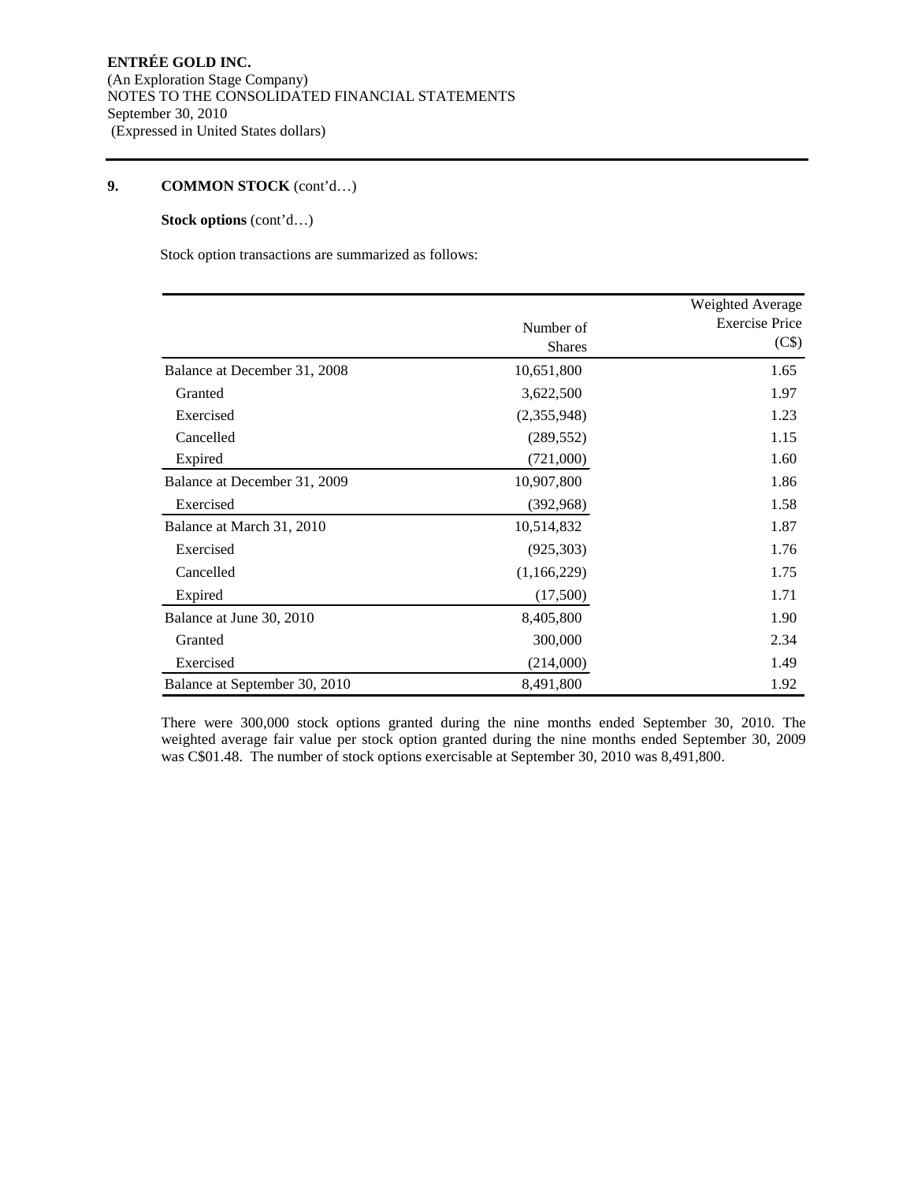**ENTRÉE GOLD INC.**
(An Exploration Stage Company)
NOTES TO THE CONSOLIDATED FINANCIAL STATEMENTS
September 30, 2010
(Expressed in United States dollars)

## 9. COMMON STOCK (cont'd…)

**Stock options** (cont'd…)

Stock option transactions are summarized as follows:

| | Number of Shares | Weighted Average Exercise Price (C$) |
|---|---|---|
| Balance at December 31, 2008 | 10,651,800 | 1.65 |
| Granted | 3,622,500 | 1.97 |
| Exercised | (2,355,948) | 1.23 |
| Cancelled | (289,552) | 1.15 |
| Expired | (721,000) | 1.60 |
| Balance at December 31, 2009 | 10,907,800 | 1.86 |
| Exercised | (392,968) | 1.58 |
| Balance at March 31, 2010 | 10,514,832 | 1.87 |
| Exercised | (925,303) | 1.76 |
| Cancelled | (1,166,229) | 1.75 |
| Expired | (17,500) | 1.71 |
| Balance at June 30, 2010 | 8,405,800 | 1.90 |
| Granted | 300,000 | 2.34 |
| Exercised | (214,000) | 1.49 |
| Balance at September 30, 2010 | 8,491,800 | 1.92 |

There were 300,000 stock options granted during the nine months ended September 30, 2010. The weighted average fair value per stock option granted during the nine months ended September 30, 2009 was C$01.48. The number of stock options exercisable at September 30, 2010 was 8,491,800.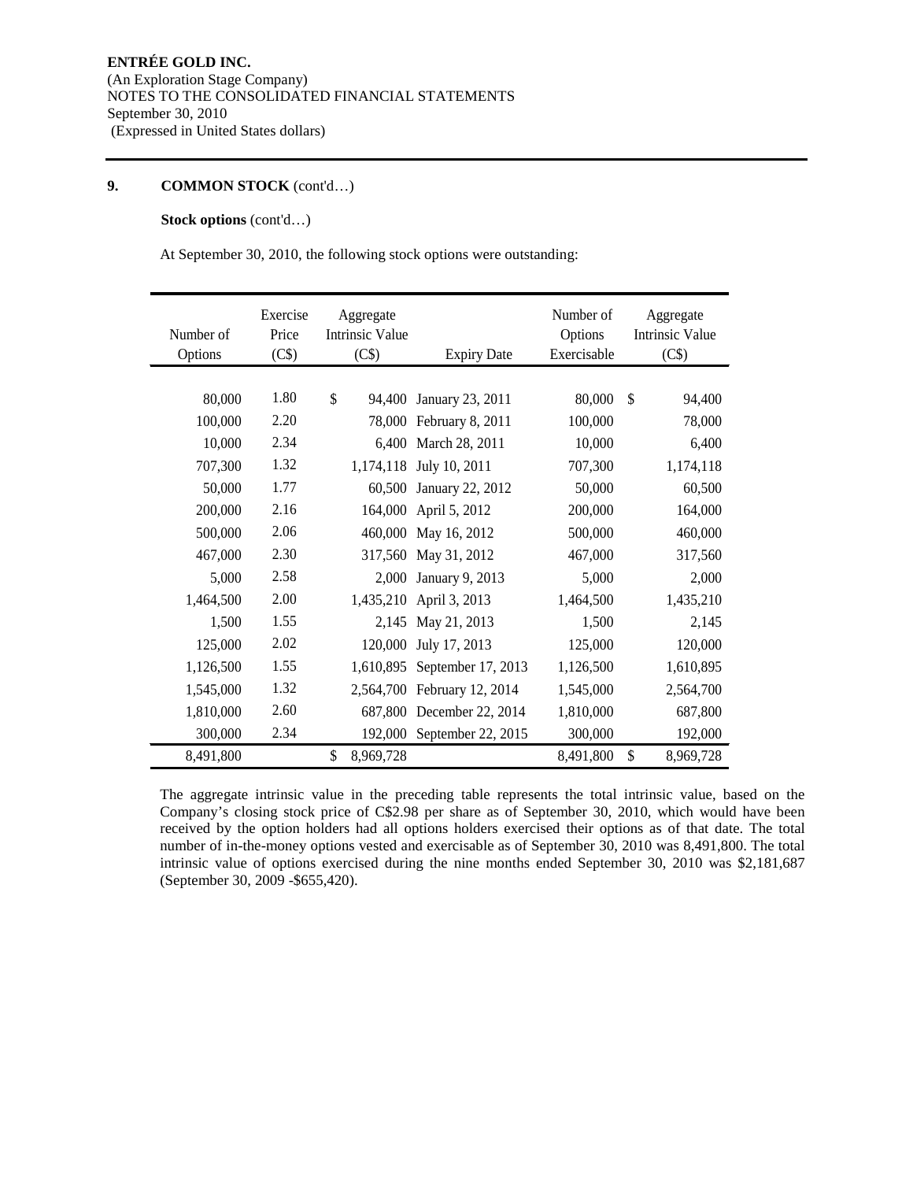ENTRÉE GOLD INC.
(An Exploration Stage Company)
NOTES TO THE CONSOLIDATED FINANCIAL STATEMENTS
September 30, 2010
(Expressed in United States dollars)

**9. COMMON STOCK** (cont'd…)

**Stock options** (cont'd…)

At September 30, 2010, the following stock options were outstanding:

| Number of Options | Exercise Price (C$) | Aggregate Intrinsic Value (C$) | Expiry Date | Number of Options Exercisable | Aggregate Intrinsic Value (C$) |
|---|---|---|---|---|---|
| 80,000 | 1.80 | $ 94,400 | January 23, 2011 | 80,000 | $ 94,400 |
| 100,000 | 2.20 | 78,000 | February 8, 2011 | 100,000 | 78,000 |
| 10,000 | 2.34 | 6,400 | March 28, 2011 | 10,000 | 6,400 |
| 707,300 | 1.32 | 1,174,118 | July 10, 2011 | 707,300 | 1,174,118 |
| 50,000 | 1.77 | 60,500 | January 22, 2012 | 50,000 | 60,500 |
| 200,000 | 2.16 | 164,000 | April 5, 2012 | 200,000 | 164,000 |
| 500,000 | 2.06 | 460,000 | May 16, 2012 | 500,000 | 460,000 |
| 467,000 | 2.30 | 317,560 | May 31, 2012 | 467,000 | 317,560 |
| 5,000 | 2.58 | 2,000 | January 9, 2013 | 5,000 | 2,000 |
| 1,464,500 | 2.00 | 1,435,210 | April 3, 2013 | 1,464,500 | 1,435,210 |
| 1,500 | 1.55 | 2,145 | May 21, 2013 | 1,500 | 2,145 |
| 125,000 | 2.02 | 120,000 | July 17, 2013 | 125,000 | 120,000 |
| 1,126,500 | 1.55 | 1,610,895 | September 17, 2013 | 1,126,500 | 1,610,895 |
| 1,545,000 | 1.32 | 2,564,700 | February 12, 2014 | 1,545,000 | 2,564,700 |
| 1,810,000 | 2.60 | 687,800 | December 22, 2014 | 1,810,000 | 687,800 |
| 300,000 | 2.34 | 192,000 | September 22, 2015 | 300,000 | 192,000 |
| 8,491,800 | | $ 8,969,728 | | 8,491,800 | $ 8,969,728 |

The aggregate intrinsic value in the preceding table represents the total intrinsic value, based on the Company's closing stock price of C$2.98 per share as of September 30, 2010, which would have been received by the option holders had all options holders exercised their options as of that date. The total number of in-the-money options vested and exercisable as of September 30, 2010 was 8,491,800. The total intrinsic value of options exercised during the nine months ended September 30, 2010 was $2,181,687 (September 30, 2009 -$655,420).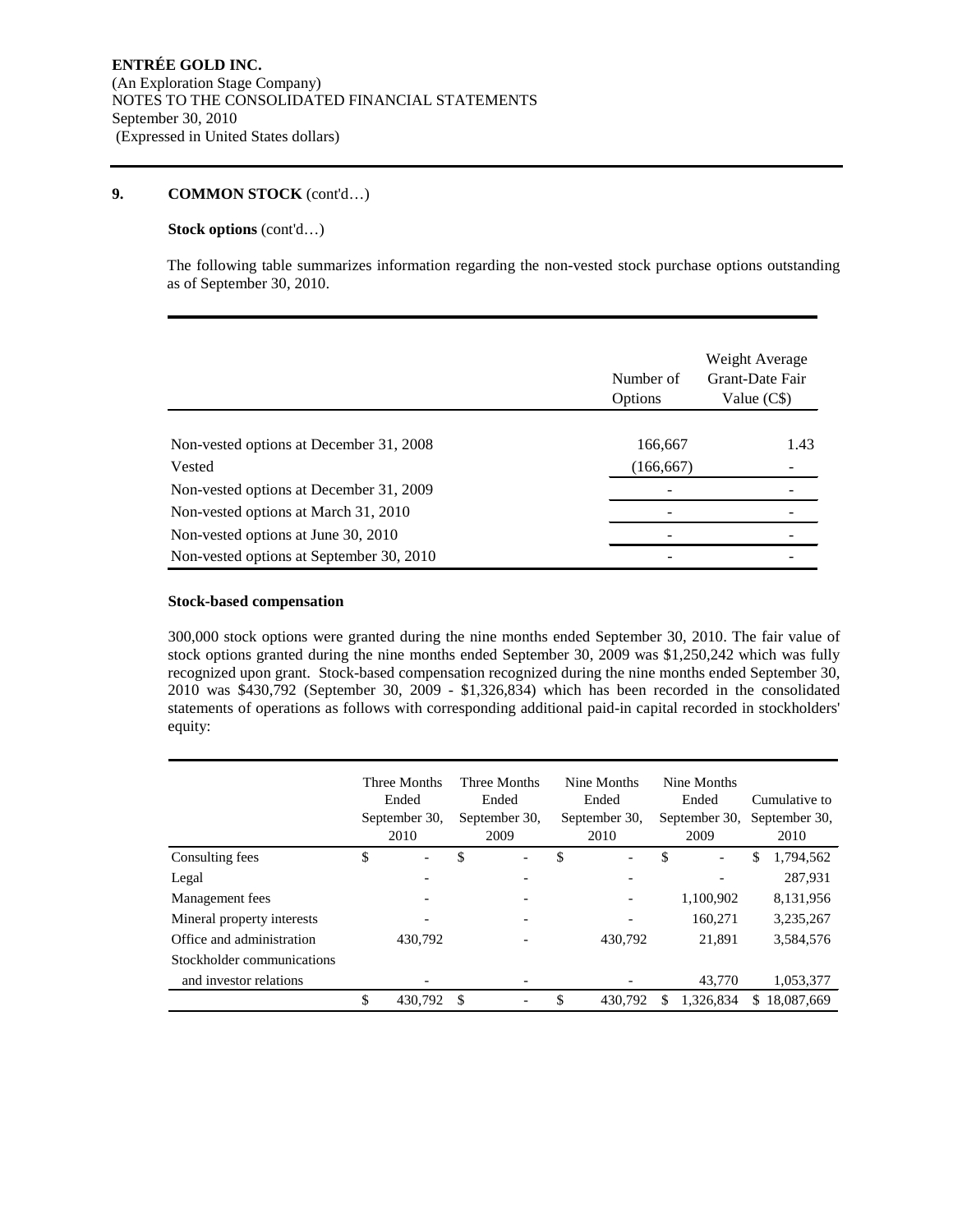**ENTRÉE GOLD INC.**
(An Exploration Stage Company)
NOTES TO THE CONSOLIDATED FINANCIAL STATEMENTS
September 30, 2010
(Expressed in United States dollars)

## 9. COMMON STOCK (cont'd…)

**Stock options** (cont'd…)

The following table summarizes information regarding the non-vested stock purchase options outstanding as of September 30, 2010.

| | Number of Options | Weight Average Grant-Date Fair Value (C$) |
|---|---|---|
| Non-vested options at December 31, 2008 | 166,667 | 1.43 |
| Vested | (166,667) | - |
| Non-vested options at December 31, 2009 | - | - |
| Non-vested options at March 31, 2010 | - | - |
| Non-vested options at June 30, 2010 | - | - |
| Non-vested options at September 30, 2010 | - | - |

**Stock-based compensation**

300,000 stock options were granted during the nine months ended September 30, 2010. The fair value of stock options granted during the nine months ended September 30, 2009 was $1,250,242 which was fully recognized upon grant. Stock-based compensation recognized during the nine months ended September 30, 2010 was $430,792 (September 30, 2009 - $1,326,834) which has been recorded in the consolidated statements of operations as follows with corresponding additional paid-in capital recorded in stockholders' equity:

| | Three Months Ended September 30, 2010 | Three Months Ended September 30, 2009 | Nine Months Ended September 30, 2010 | Nine Months Ended September 30, 2009 | Cumulative to September 30, 2010 |
|---|---|---|---|---|---|
| Consulting fees | $ - | $ - | $ - | $ - | $ 1,794,562 |
| Legal | - | - | - | - | 287,931 |
| Management fees | - | - | - | 1,100,902 | 8,131,956 |
| Mineral property interests | - | - | - | 160,271 | 3,235,267 |
| Office and administration | 430,792 | - | 430,792 | 21,891 | 3,584,576 |
| Stockholder communications and investor relations | - | - | - | 43,770 | 1,053,377 |
| | $ 430,792 | $ - | $ 430,792 | $ 1,326,834 | $ 18,087,669 |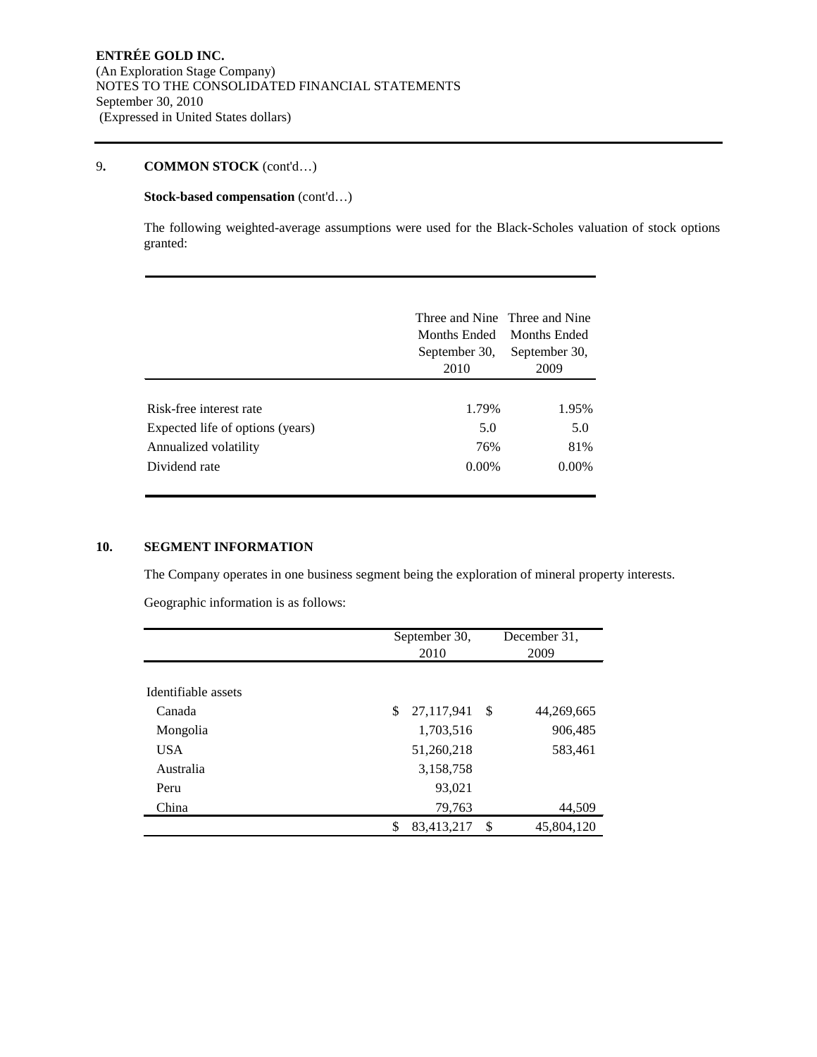**ENTRÉE GOLD INC.**
(An Exploration Stage Company)
NOTES TO THE CONSOLIDATED FINANCIAL STATEMENTS
September 30, 2010
(Expressed in United States dollars)

## 9. COMMON STOCK (cont'd…)

### Stock-based compensation (cont'd…)

The following weighted-average assumptions were used for the Black-Scholes valuation of stock options granted:

| | Three and Nine Months Ended September 30, 2010 | Three and Nine Months Ended September 30, 2009 |
|---|---|---|
| Risk-free interest rate | 1.79% | 1.95% |
| Expected life of options (years) | 5.0 | 5.0 |
| Annualized volatility | 76% | 81% |
| Dividend rate | 0.00% | 0.00% |

## 10. SEGMENT INFORMATION

The Company operates in one business segment being the exploration of mineral property interests.

Geographic information is as follows:

| | September 30, 2010 | December 31, 2009 |
|---|---|---|
| Identifiable assets | | |
| Canada | $ 27,117,941 | $ 44,269,665 |
| Mongolia | 1,703,516 | 906,485 |
| USA | 51,260,218 | 583,461 |
| Australia | 3,158,758 | |
| Peru | 93,021 | |
| China | 79,763 | 44,509 |
| | $ 83,413,217 | $ 45,804,120 |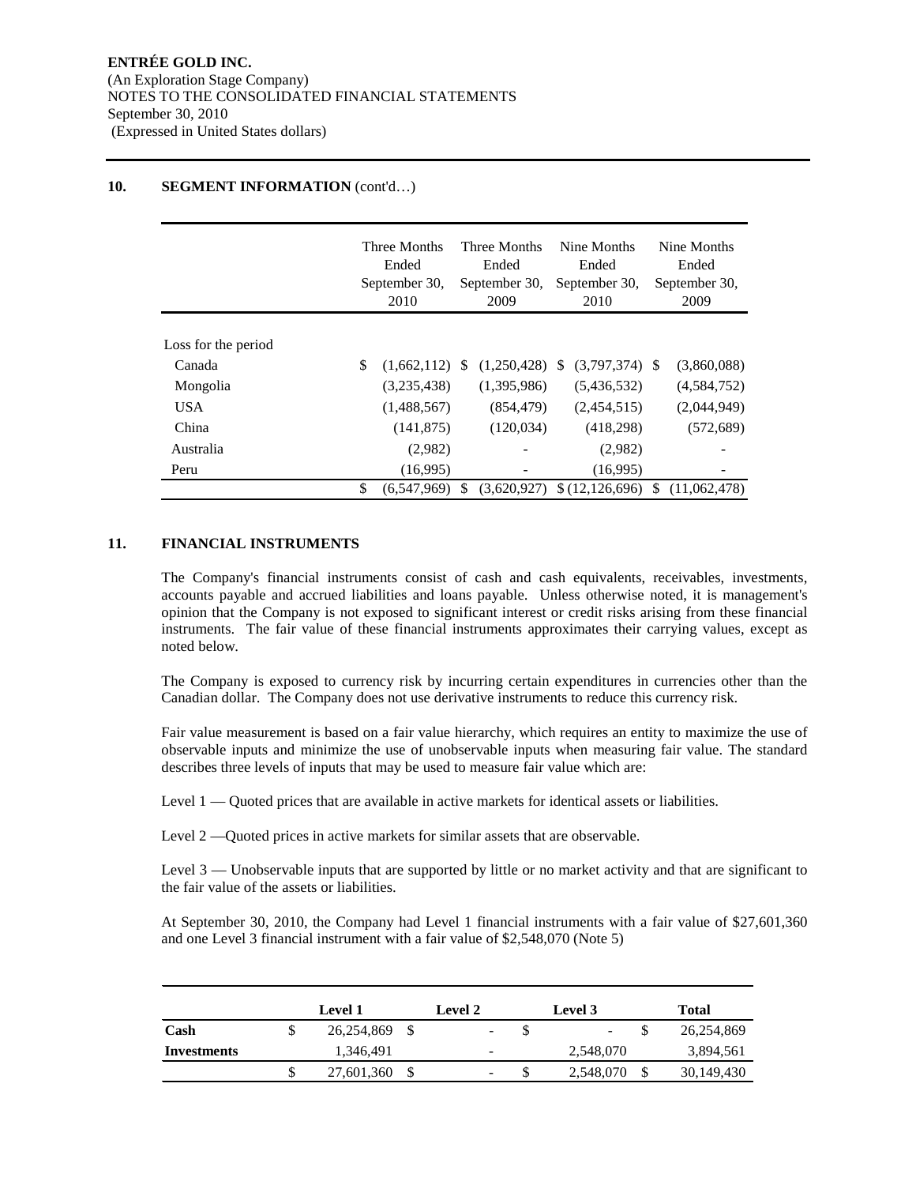ENTRÉE GOLD INC.
(An Exploration Stage Company)
NOTES TO THE CONSOLIDATED FINANCIAL STATEMENTS
September 30, 2010
(Expressed in United States dollars)

## 10. SEGMENT INFORMATION (cont'd…)

| | Three Months Ended September 30, 2010 | Three Months Ended September 30, 2009 | Nine Months Ended September 30, 2010 | Nine Months Ended September 30, 2009 |
|---|---|---|---|---|
| Loss for the period | | | | |
| Canada | $ (1,662,112) | $ (1,250,428) | $ (3,797,374) | $ (3,860,088) |
| Mongolia | (3,235,438) | (1,395,986) | (5,436,532) | (4,584,752) |
| USA | (1,488,567) | (854,479) | (2,454,515) | (2,044,949) |
| China | (141,875) | (120,034) | (418,298) | (572,689) |
| Australia | (2,982) | - | (2,982) | - |
| Peru | (16,995) | - | (16,995) | - |
| | $ (6,547,969) | $ (3,620,927) | $ (12,126,696) | $ (11,062,478) |

## 11. FINANCIAL INSTRUMENTS

The Company's financial instruments consist of cash and cash equivalents, receivables, investments, accounts payable and accrued liabilities and loans payable. Unless otherwise noted, it is management's opinion that the Company is not exposed to significant interest or credit risks arising from these financial instruments. The fair value of these financial instruments approximates their carrying values, except as noted below.

The Company is exposed to currency risk by incurring certain expenditures in currencies other than the Canadian dollar. The Company does not use derivative instruments to reduce this currency risk.

Fair value measurement is based on a fair value hierarchy, which requires an entity to maximize the use of observable inputs and minimize the use of unobservable inputs when measuring fair value. The standard describes three levels of inputs that may be used to measure fair value which are:

Level 1 — Quoted prices that are available in active markets for identical assets or liabilities.

Level 2 —Quoted prices in active markets for similar assets that are observable.

Level 3 — Unobservable inputs that are supported by little or no market activity and that are significant to the fair value of the assets or liabilities.

At September 30, 2010, the Company had Level 1 financial instruments with a fair value of $27,601,360 and one Level 3 financial instrument with a fair value of $2,548,070 (Note 5)

| | Level 1 | Level 2 | Level 3 | Total |
|---|---|---|---|---|
| **Cash** | $ 26,254,869 | $ - | $ - | $ 26,254,869 |
| **Investments** | 1,346,491 | - | 2,548,070 | 3,894,561 |
| | $ 27,601,360 | $ - | $ 2,548,070 | $ 30,149,430 |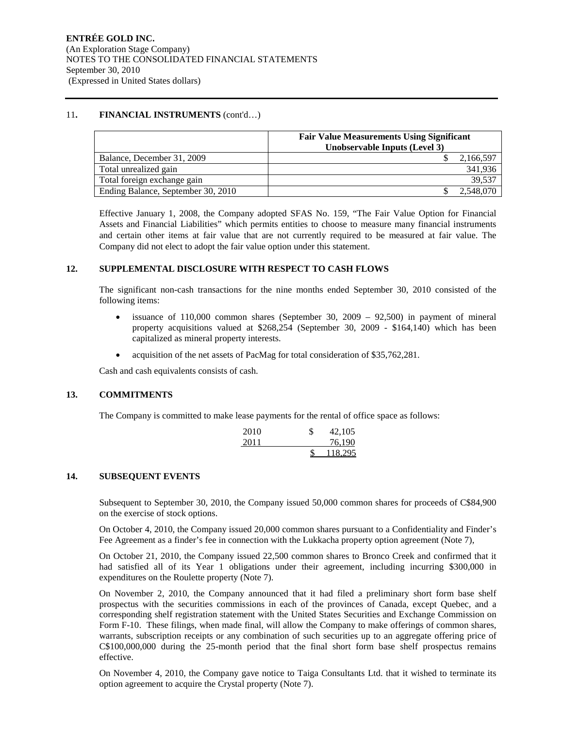### 11. FINANCIAL INSTRUMENTS (cont'd…)

| | Fair Value Measurements Using Significant Unobservable Inputs (Level 3) |
|---|---|
| Balance, December 31, 2009 | $ 2,166,597 |
| Total unrealized gain | 341,936 |
| Total foreign exchange gain | 39,537 |
| Ending Balance, September 30, 2010 | $ 2,548,070 |

Effective January 1, 2008, the Company adopted SFAS No. 159, "The Fair Value Option for Financial Assets and Financial Liabilities" which permits entities to choose to measure many financial instruments and certain other items at fair value that are not currently required to be measured at fair value. The Company did not elect to adopt the fair value option under this statement.

### 12. SUPPLEMENTAL DISCLOSURE WITH RESPECT TO CASH FLOWS

The significant non-cash transactions for the nine months ended September 30, 2010 consisted of the following items:

- issuance of 110,000 common shares (September 30, 2009 – 92,500) in payment of mineral property acquisitions valued at $268,254 (September 30, 2009 - $164,140) which has been capitalized as mineral property interests.
- acquisition of the net assets of PacMag for total consideration of $35,762,281.

Cash and cash equivalents consists of cash.

### 13. COMMITMENTS

The Company is committed to make lease payments for the rental of office space as follows:

| | |
|---|---|
| 2010 | $ 42,105 |
| 2011 | 76,190 |
| | $ 118,295 |

### 14. SUBSEQUENT EVENTS

Subsequent to September 30, 2010, the Company issued 50,000 common shares for proceeds of C$84,900 on the exercise of stock options.

On October 4, 2010, the Company issued 20,000 common shares pursuant to a Confidentiality and Finder's Fee Agreement as a finder's fee in connection with the Lukkacha property option agreement (Note 7),

On October 21, 2010, the Company issued 22,500 common shares to Bronco Creek and confirmed that it had satisfied all of its Year 1 obligations under their agreement, including incurring $300,000 in expenditures on the Roulette property (Note 7).

On November 2, 2010, the Company announced that it had filed a preliminary short form base shelf prospectus with the securities commissions in each of the provinces of Canada, except Quebec, and a corresponding shelf registration statement with the United States Securities and Exchange Commission on Form F-10. These filings, when made final, will allow the Company to make offerings of common shares, warrants, subscription receipts or any combination of such securities up to an aggregate offering price of C$100,000,000 during the 25-month period that the final short form base shelf prospectus remains effective.

On November 4, 2010, the Company gave notice to Taiga Consultants Ltd. that it wished to terminate its option agreement to acquire the Crystal property (Note 7).